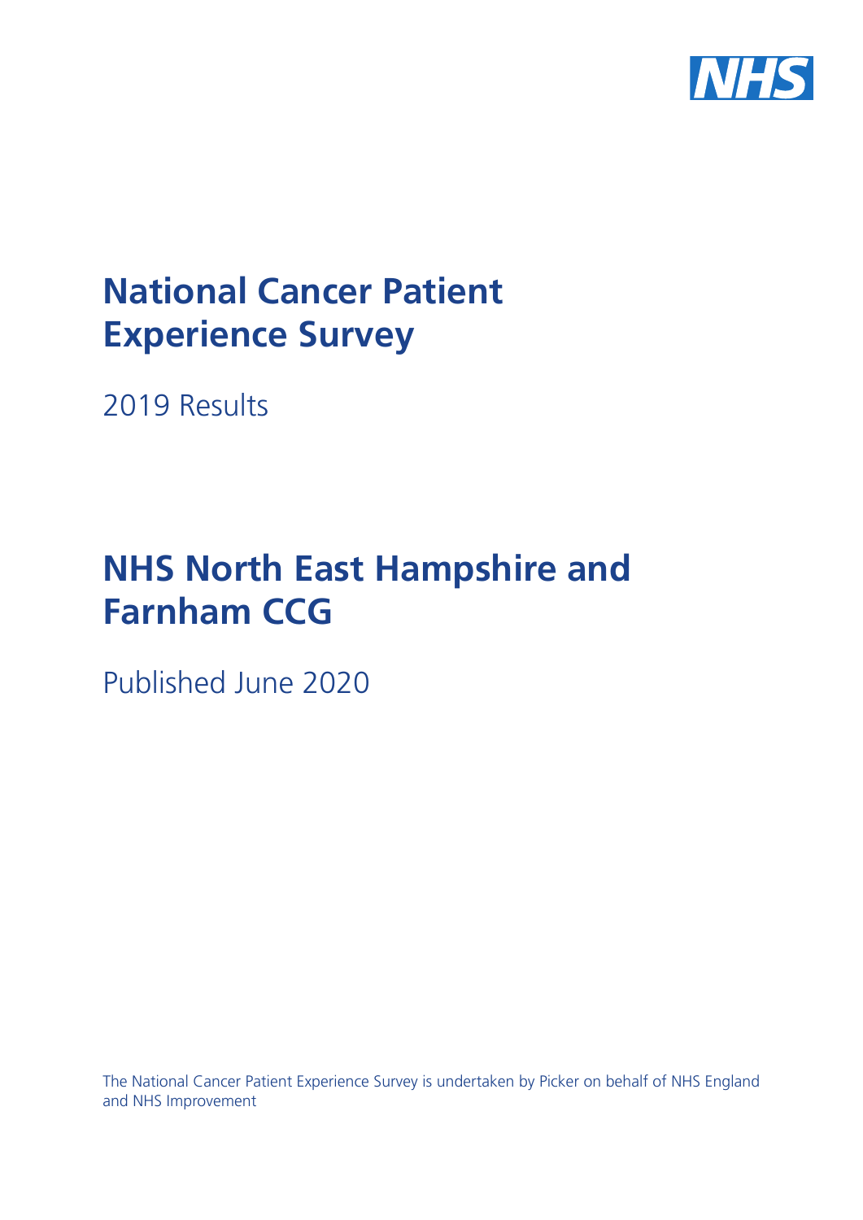NHS

# National Cancer Patient Experience Survey

2019 Results

# NHS North East Hampshire and Farnham CCG

Published June 2020

The National Cancer Patient Experience Survey is undertaken by Picker on behalf of NHS England and NHS Improvement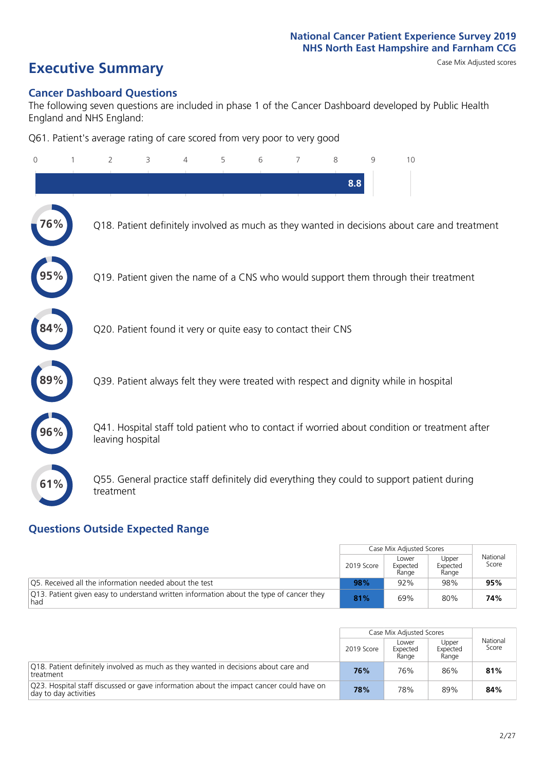National Cancer Patient Experience Survey 2019
NHS North East Hampshire and Farnham CCG

# Executive Summary

Case Mix Adjusted scores

## Cancer Dashboard Questions

The following seven questions are included in phase 1 of the Cancer Dashboard developed by Public Health England and NHS England:

Q61. Patient's average rating of care scored from very poor to very good

0 1 2 3 4 5 6 7 8 9 10

8.8

76% Q18. Patient definitely involved as much as they wanted in decisions about care and treatment

95% Q19. Patient given the name of a CNS who would support them through their treatment

84% Q20. Patient found it very or quite easy to contact their CNS

89% Q39. Patient always felt they were treated with respect and dignity while in hospital

96% Q41. Hospital staff told patient who to contact if worried about condition or treatment after leaving hospital

61% Q55. General practice staff definitely did everything they could to support patient during treatment

## Questions Outside Expected Range

| | Case Mix Adjusted Scores | | | National Score |
|---|---|---|---|---|
| | 2019 Score | Lower Expected Range | Upper Expected Range | |
| Q5. Received all the information needed about the test | **98%** | 92% | 98% | **95%** |
| Q13. Patient given easy to understand written information about the type of cancer they had | **81%** | 69% | 80% | **74%** |

| | Case Mix Adjusted Scores | | | National Score |
|---|---|---|---|---|
| | 2019 Score | Lower Expected Range | Upper Expected Range | |
| Q18. Patient definitely involved as much as they wanted in decisions about care and treatment | **76%** | 76% | 86% | **81%** |
| Q23. Hospital staff discussed or gave information about the impact cancer could have on day to day activities | **78%** | 78% | 89% | **84%** |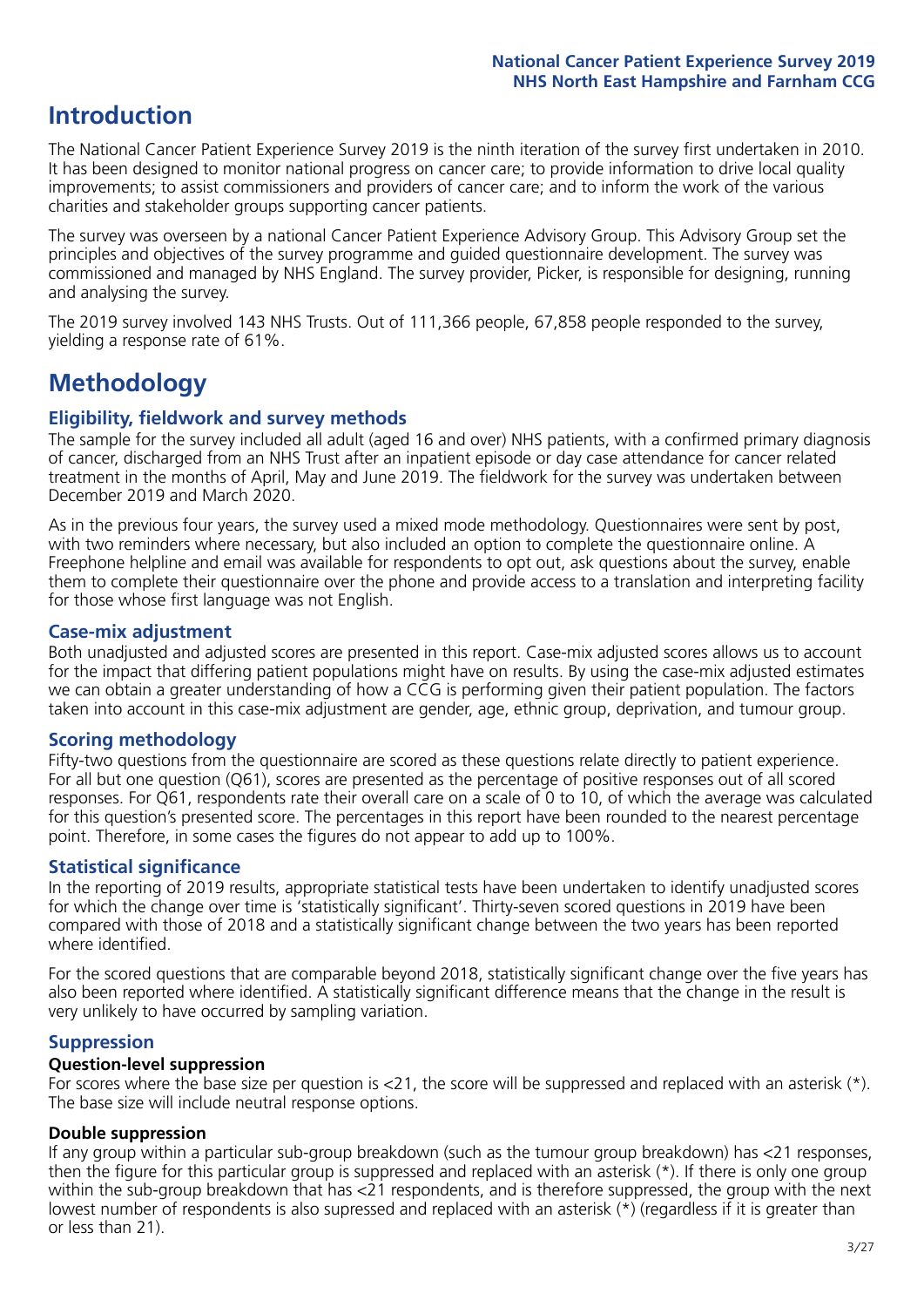# Introduction

The National Cancer Patient Experience Survey 2019 is the ninth iteration of the survey first undertaken in 2010. It has been designed to monitor national progress on cancer care; to provide information to drive local quality improvements; to assist commissioners and providers of cancer care; and to inform the work of the various charities and stakeholder groups supporting cancer patients.

The survey was overseen by a national Cancer Patient Experience Advisory Group. This Advisory Group set the principles and objectives of the survey programme and guided questionnaire development. The survey was commissioned and managed by NHS England. The survey provider, Picker, is responsible for designing, running and analysing the survey.

The 2019 survey involved 143 NHS Trusts. Out of 111,366 people, 67,858 people responded to the survey, yielding a response rate of 61%.

# Methodology

## Eligibility, fieldwork and survey methods

The sample for the survey included all adult (aged 16 and over) NHS patients, with a confirmed primary diagnosis of cancer, discharged from an NHS Trust after an inpatient episode or day case attendance for cancer related treatment in the months of April, May and June 2019. The fieldwork for the survey was undertaken between December 2019 and March 2020.

As in the previous four years, the survey used a mixed mode methodology. Questionnaires were sent by post, with two reminders where necessary, but also included an option to complete the questionnaire online. A Freephone helpline and email was available for respondents to opt out, ask questions about the survey, enable them to complete their questionnaire over the phone and provide access to a translation and interpreting facility for those whose first language was not English.

## Case-mix adjustment

Both unadjusted and adjusted scores are presented in this report. Case-mix adjusted scores allows us to account for the impact that differing patient populations might have on results. By using the case-mix adjusted estimates we can obtain a greater understanding of how a CCG is performing given their patient population. The factors taken into account in this case-mix adjustment are gender, age, ethnic group, deprivation, and tumour group.

## Scoring methodology

Fifty-two questions from the questionnaire are scored as these questions relate directly to patient experience. For all but one question (Q61), scores are presented as the percentage of positive responses out of all scored responses. For Q61, respondents rate their overall care on a scale of 0 to 10, of which the average was calculated for this question's presented score. The percentages in this report have been rounded to the nearest percentage point. Therefore, in some cases the figures do not appear to add up to 100%.

## Statistical significance

In the reporting of 2019 results, appropriate statistical tests have been undertaken to identify unadjusted scores for which the change over time is 'statistically significant'. Thirty-seven scored questions in 2019 have been compared with those of 2018 and a statistically significant change between the two years has been reported where identified.

For the scored questions that are comparable beyond 2018, statistically significant change over the five years has also been reported where identified. A statistically significant difference means that the change in the result is very unlikely to have occurred by sampling variation.

## Suppression

### Question-level suppression

For scores where the base size per question is <21, the score will be suppressed and replaced with an asterisk (*). The base size will include neutral response options.

### Double suppression

If any group within a particular sub-group breakdown (such as the tumour group breakdown) has <21 responses, then the figure for this particular group is suppressed and replaced with an asterisk (*). If there is only one group within the sub-group breakdown that has <21 respondents, and is therefore suppressed, the group with the next lowest number of respondents is also supressed and replaced with an asterisk (*) (regardless if it is greater than or less than 21).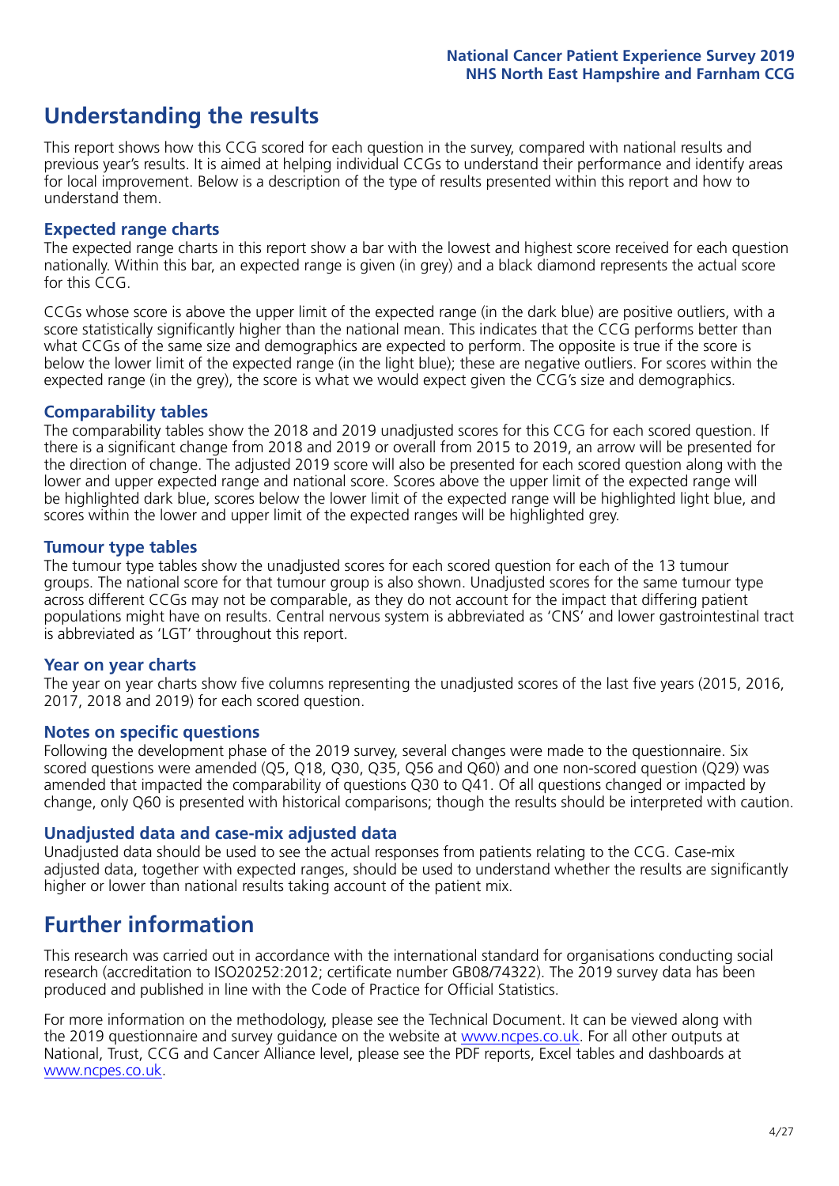# Understanding the results

This report shows how this CCG scored for each question in the survey, compared with national results and previous year's results. It is aimed at helping individual CCGs to understand their performance and identify areas for local improvement. Below is a description of the type of results presented within this report and how to understand them.

## Expected range charts

The expected range charts in this report show a bar with the lowest and highest score received for each question nationally. Within this bar, an expected range is given (in grey) and a black diamond represents the actual score for this CCG.

CCGs whose score is above the upper limit of the expected range (in the dark blue) are positive outliers, with a score statistically significantly higher than the national mean. This indicates that the CCG performs better than what CCGs of the same size and demographics are expected to perform. The opposite is true if the score is below the lower limit of the expected range (in the light blue); these are negative outliers. For scores within the expected range (in the grey), the score is what we would expect given the CCG's size and demographics.

## Comparability tables

The comparability tables show the 2018 and 2019 unadjusted scores for this CCG for each scored question. If there is a significant change from 2018 and 2019 or overall from 2015 to 2019, an arrow will be presented for the direction of change. The adjusted 2019 score will also be presented for each scored question along with the lower and upper expected range and national score. Scores above the upper limit of the expected range will be highlighted dark blue, scores below the lower limit of the expected range will be highlighted light blue, and scores within the lower and upper limit of the expected ranges will be highlighted grey.

## Tumour type tables

The tumour type tables show the unadjusted scores for each scored question for each of the 13 tumour groups. The national score for that tumour group is also shown. Unadjusted scores for the same tumour type across different CCGs may not be comparable, as they do not account for the impact that differing patient populations might have on results. Central nervous system is abbreviated as 'CNS' and lower gastrointestinal tract is abbreviated as 'LGT' throughout this report.

## Year on year charts

The year on year charts show five columns representing the unadjusted scores of the last five years (2015, 2016, 2017, 2018 and 2019) for each scored question.

## Notes on specific questions

Following the development phase of the 2019 survey, several changes were made to the questionnaire. Six scored questions were amended (Q5, Q18, Q30, Q35, Q56 and Q60) and one non-scored question (Q29) was amended that impacted the comparability of questions Q30 to Q41. Of all questions changed or impacted by change, only Q60 is presented with historical comparisons; though the results should be interpreted with caution.

## Unadjusted data and case-mix adjusted data

Unadjusted data should be used to see the actual responses from patients relating to the CCG. Case-mix adjusted data, together with expected ranges, should be used to understand whether the results are significantly higher or lower than national results taking account of the patient mix.

# Further information

This research was carried out in accordance with the international standard for organisations conducting social research (accreditation to ISO20252:2012; certificate number GB08/74322). The 2019 survey data has been produced and published in line with the Code of Practice for Official Statistics.

For more information on the methodology, please see the Technical Document. It can be viewed along with the 2019 questionnaire and survey guidance on the website at www.ncpes.co.uk. For all other outputs at National, Trust, CCG and Cancer Alliance level, please see the PDF reports, Excel tables and dashboards at www.ncpes.co.uk.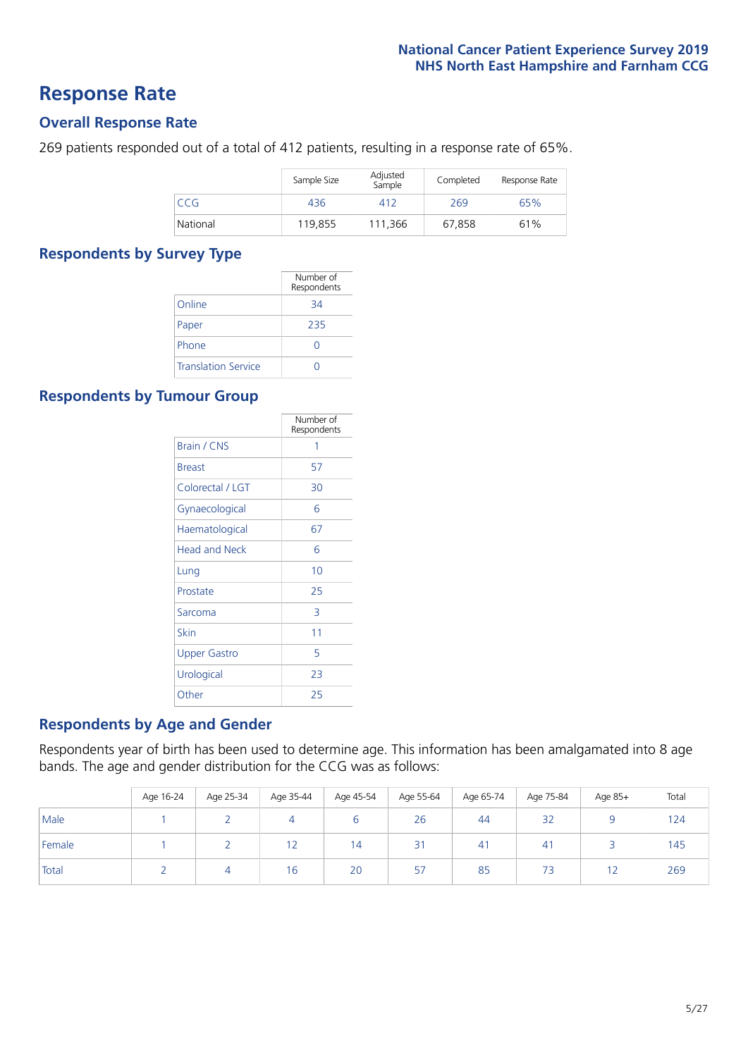# Response Rate

## Overall Response Rate

269 patients responded out of a total of 412 patients, resulting in a response rate of 65%.

| | Sample Size | Adjusted Sample | Completed | Response Rate |
|---|---|---|---|---|
| CCG | 436 | 412 | 269 | 65% |
| National | 119,855 | 111,366 | 67,858 | 61% |

## Respondents by Survey Type

| | Number of Respondents |
|---|---|
| Online | 34 |
| Paper | 235 |
| Phone | 0 |
| Translation Service | 0 |

## Respondents by Tumour Group

| | Number of Respondents |
|---|---|
| Brain / CNS | 1 |
| Breast | 57 |
| Colorectal / LGT | 30 |
| Gynaecological | 6 |
| Haematological | 67 |
| Head and Neck | 6 |
| Lung | 10 |
| Prostate | 25 |
| Sarcoma | 3 |
| Skin | 11 |
| Upper Gastro | 5 |
| Urological | 23 |
| Other | 25 |

## Respondents by Age and Gender

Respondents year of birth has been used to determine age. This information has been amalgamated into 8 age bands. The age and gender distribution for the CCG was as follows:

| | Age 16-24 | Age 25-34 | Age 35-44 | Age 45-54 | Age 55-64 | Age 65-74 | Age 75-84 | Age 85+ | Total |
|---|---|---|---|---|---|---|---|---|---|
| Male | 1 | 2 | 4 | 6 | 26 | 44 | 32 | 9 | 124 |
| Female | 1 | 2 | 12 | 14 | 31 | 41 | 41 | 3 | 145 |
| Total | 2 | 4 | 16 | 20 | 57 | 85 | 73 | 12 | 269 |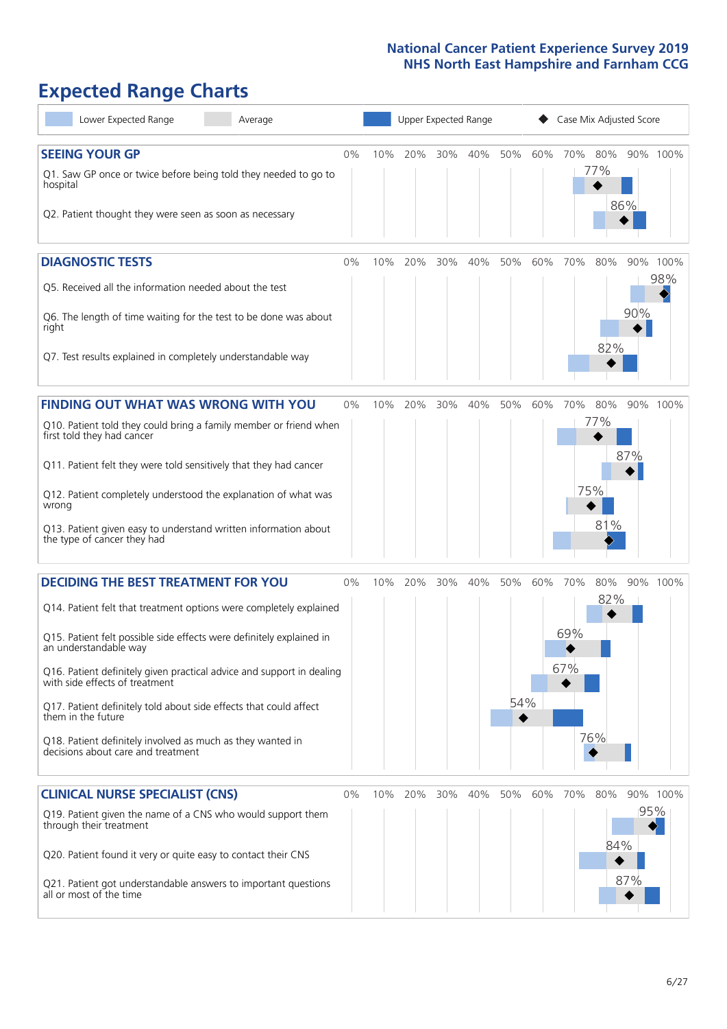# Expected Range Charts

Lower Expected Range | Average | Upper Expected Range | Case Mix Adjusted Score

## SEEING YOUR GP

0% 10% 20% 30% 40% 50% 60% 70% 80% 90% 100%

Q1. Saw GP once or twice before being told they needed to go to hospital
77%

Q2. Patient thought they were seen as soon as necessary
86%

## DIAGNOSTIC TESTS

0% 10% 20% 30% 40% 50% 60% 70% 80% 90% 100%

Q5. Received all the information needed about the test
98%

Q6. The length of time waiting for the test to be done was about right
90%

Q7. Test results explained in completely understandable way
82%

## FINDING OUT WHAT WAS WRONG WITH YOU

0% 10% 20% 30% 40% 50% 60% 70% 80% 90% 100%

Q10. Patient told they could bring a family member or friend when first told they had cancer
77%

Q11. Patient felt they were told sensitively that they had cancer
87%

Q12. Patient completely understood the explanation of what was wrong
75%

Q13. Patient given easy to understand written information about the type of cancer they had
81%

## DECIDING THE BEST TREATMENT FOR YOU

0% 10% 20% 30% 40% 50% 60% 70% 80% 90% 100%

Q14. Patient felt that treatment options were completely explained
82%

Q15. Patient felt possible side effects were definitely explained in an understandable way
69%

Q16. Patient definitely given practical advice and support in dealing with side effects of treatment
67%

Q17. Patient definitely told about side effects that could affect them in the future
54%

Q18. Patient definitely involved as much as they wanted in decisions about care and treatment
76%

## CLINICAL NURSE SPECIALIST (CNS)

0% 10% 20% 30% 40% 50% 60% 70% 80% 90% 100%

Q19. Patient given the name of a CNS who would support them through their treatment
95%

Q20. Patient found it very or quite easy to contact their CNS
84%

Q21. Patient got understandable answers to important questions all or most of the time
87%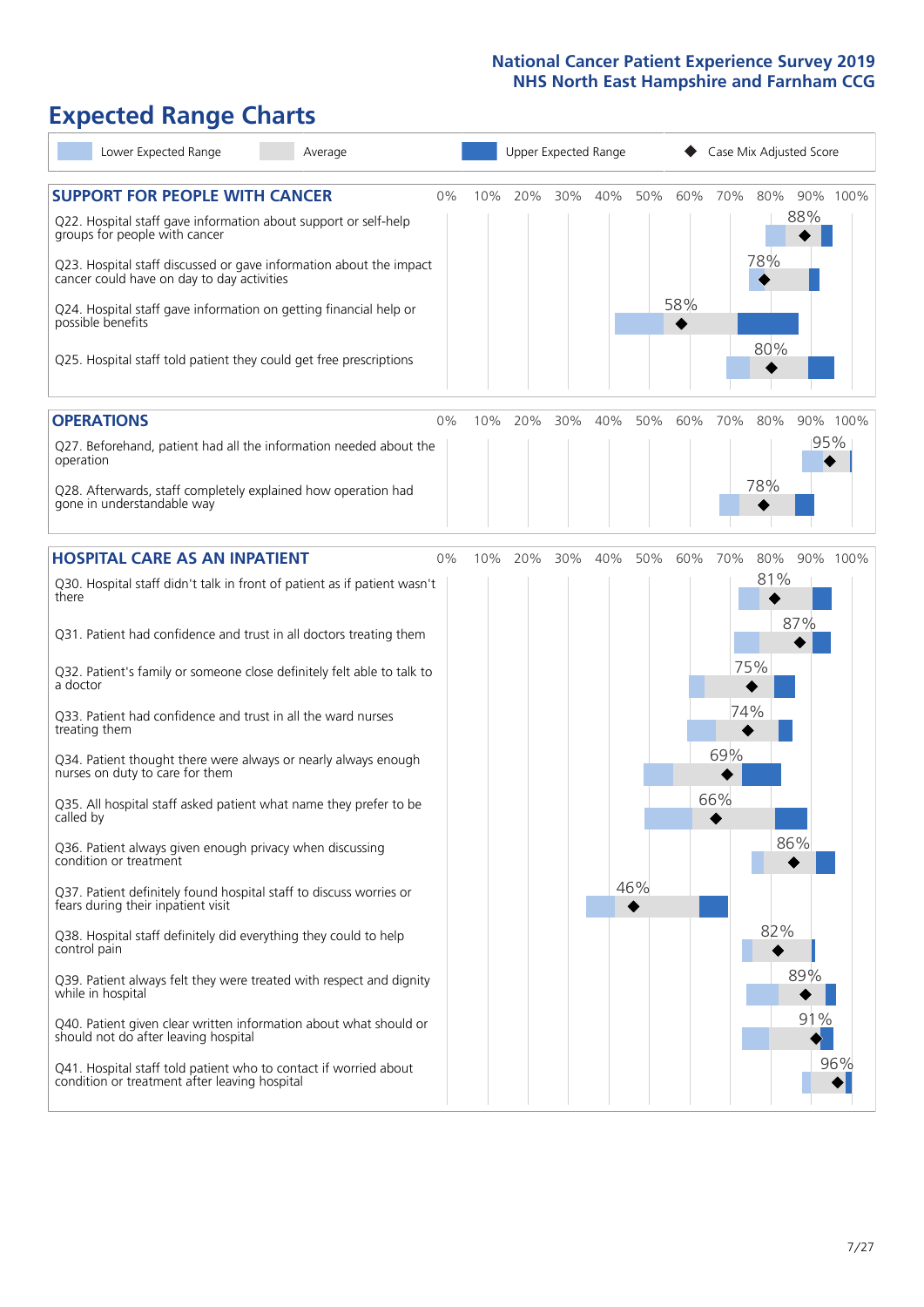# Expected Range Charts

Lower Expected Range | Average | Upper Expected Range | Case Mix Adjusted Score

## SUPPORT FOR PEOPLE WITH CANCER

0% 10% 20% 30% 40% 50% 60% 70% 80% 90% 100%

Q22. Hospital staff gave information about support or self-help groups for people with cancer

88%

Q23. Hospital staff discussed or gave information about the impact cancer could have on day to day activities

78%

Q24. Hospital staff gave information on getting financial help or possible benefits

58%

Q25. Hospital staff told patient they could get free prescriptions

80%

## OPERATIONS

0% 10% 20% 30% 40% 50% 60% 70% 80% 90% 100%

Q27. Beforehand, patient had all the information needed about the operation

95%

Q28. Afterwards, staff completely explained how operation had gone in understandable way

78%

## HOSPITAL CARE AS AN INPATIENT

0% 10% 20% 30% 40% 50% 60% 70% 80% 90% 100%

Q30. Hospital staff didn't talk in front of patient as if patient wasn't there

81%

Q31. Patient had confidence and trust in all doctors treating them

87%

Q32. Patient's family or someone close definitely felt able to talk to a doctor

75%

Q33. Patient had confidence and trust in all the ward nurses treating them

74%

Q34. Patient thought there were always or nearly always enough nurses on duty to care for them

69%

Q35. All hospital staff asked patient what name they prefer to be called by

66%

Q36. Patient always given enough privacy when discussing condition or treatment

86%

Q37. Patient definitely found hospital staff to discuss worries or fears during their inpatient visit

46%

Q38. Hospital staff definitely did everything they could to help control pain

82%

Q39. Patient always felt they were treated with respect and dignity while in hospital

89%

Q40. Patient given clear written information about what should or should not do after leaving hospital

91%

Q41. Hospital staff told patient who to contact if worried about condition or treatment after leaving hospital

96%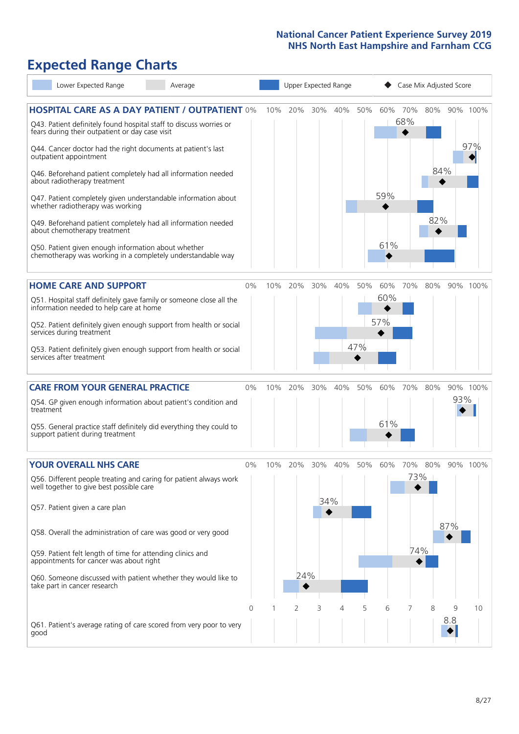# Expected Range Charts

Lower Expected Range | Average | Upper Expected Range | Case Mix Adjusted Score

## HOSPITAL CARE AS A DAY PATIENT / OUTPATIENT

0% 10% 20% 30% 40% 50% 60% 70% 80% 90% 100%

Q43. Patient definitely found hospital staff to discuss worries or fears during their outpatient or day case visit — 68%

Q44. Cancer doctor had the right documents at patient's last outpatient appointment — 97%

Q46. Beforehand patient completely had all information needed about radiotherapy treatment — 84%

Q47. Patient completely given understandable information about whether radiotherapy was working — 59%

Q49. Beforehand patient completely had all information needed about chemotherapy treatment — 82%

Q50. Patient given enough information about whether chemotherapy was working in a completely understandable way — 61%

## HOME CARE AND SUPPORT

0% 10% 20% 30% 40% 50% 60% 70% 80% 90% 100%

Q51. Hospital staff definitely gave family or someone close all the information needed to help care at home — 60%

Q52. Patient definitely given enough support from health or social services during treatment — 57%

Q53. Patient definitely given enough support from health or social services after treatment — 47%

## CARE FROM YOUR GENERAL PRACTICE

0% 10% 20% 30% 40% 50% 60% 70% 80% 90% 100%

Q54. GP given enough information about patient's condition and treatment — 93%

Q55. General practice staff definitely did everything they could to support patient during treatment — 61%

## YOUR OVERALL NHS CARE

0% 10% 20% 30% 40% 50% 60% 70% 80% 90% 100%

Q56. Different people treating and caring for patient always work well together to give best possible care — 73%

Q57. Patient given a care plan — 34%

Q58. Overall the administration of care was good or very good — 87%

Q59. Patient felt length of time for attending clinics and appointments for cancer was about right — 74%

Q60. Someone discussed with patient whether they would like to take part in cancer research — 24%

0 1 2 3 4 5 6 7 8 9 10

Q61. Patient's average rating of care scored from very poor to very good — 8.8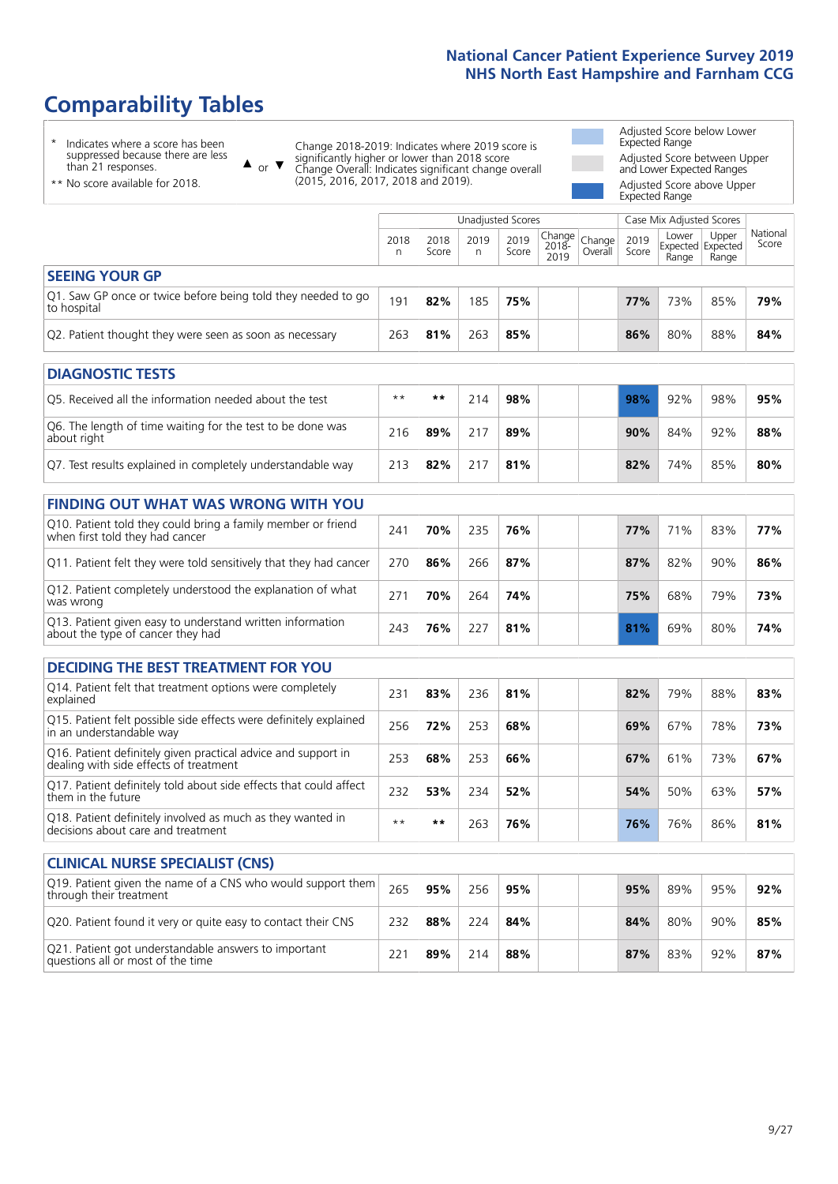# Comparability Tables

\* Indicates where a score has been suppressed because there are less than 21 responses.

\*\* No score available for 2018.

▲ or ▼ Change 2018-2019: Indicates where 2019 score is significantly higher or lower than 2018 score
Change Overall: Indicates significant change overall (2015, 2016, 2017, 2018 and 2019).

Adjusted Score below Lower Expected Range

Adjusted Score between Upper and Lower Expected Ranges

Adjusted Score above Upper Expected Range

| | Unadjusted Scores | | | | | | Case Mix Adjusted Scores | | | National Score |
|---|---|---|---|---|---|---|---|---|---|---|
| | 2018 n | 2018 Score | 2019 n | 2019 Score | Change 2018-2019 | Change Overall | 2019 Score | Lower Expected Range | Upper Expected Range | National Score |
| **SEEING YOUR GP** | | | | | | | | | | |
| Q1. Saw GP once or twice before being told they needed to go to hospital | 191 | **82%** | 185 | **75%** | | | **77%** | 73% | 85% | **79%** |
| Q2. Patient thought they were seen as soon as necessary | 263 | **81%** | 263 | **85%** | | | **86%** | 80% | 88% | **84%** |
| **DIAGNOSTIC TESTS** | | | | | | | | | | |
| Q5. Received all the information needed about the test | ** | ** | 214 | **98%** | | | **98%** | 92% | 98% | **95%** |
| Q6. The length of time waiting for the test to be done was about right | 216 | **89%** | 217 | **89%** | | | **90%** | 84% | 92% | **88%** |
| Q7. Test results explained in completely understandable way | 213 | **82%** | 217 | **81%** | | | **82%** | 74% | 85% | **80%** |
| **FINDING OUT WHAT WAS WRONG WITH YOU** | | | | | | | | | | |
| Q10. Patient told they could bring a family member or friend when first told they had cancer | 241 | **70%** | 235 | **76%** | | | **77%** | 71% | 83% | **77%** |
| Q11. Patient felt they were told sensitively that they had cancer | 270 | **86%** | 266 | **87%** | | | **87%** | 82% | 90% | **86%** |
| Q12. Patient completely understood the explanation of what was wrong | 271 | **70%** | 264 | **74%** | | | **75%** | 68% | 79% | **73%** |
| Q13. Patient given easy to understand written information about the type of cancer they had | 243 | **76%** | 227 | **81%** | | | **81%** | 69% | 80% | **74%** |
| **DECIDING THE BEST TREATMENT FOR YOU** | | | | | | | | | | |
| Q14. Patient felt that treatment options were completely explained | 231 | **83%** | 236 | **81%** | | | **82%** | 79% | 88% | **83%** |
| Q15. Patient felt possible side effects were definitely explained in an understandable way | 256 | **72%** | 253 | **68%** | | | **69%** | 67% | 78% | **73%** |
| Q16. Patient definitely given practical advice and support in dealing with side effects of treatment | 253 | **68%** | 253 | **66%** | | | **67%** | 61% | 73% | **67%** |
| Q17. Patient definitely told about side effects that could affect them in the future | 232 | **53%** | 234 | **52%** | | | **54%** | 50% | 63% | **57%** |
| Q18. Patient definitely involved as much as they wanted in decisions about care and treatment | ** | ** | 263 | **76%** | | | **76%** | 76% | 86% | **81%** |
| **CLINICAL NURSE SPECIALIST (CNS)** | | | | | | | | | | |
| Q19. Patient given the name of a CNS who would support them through their treatment | 265 | **95%** | 256 | **95%** | | | **95%** | 89% | 95% | **92%** |
| Q20. Patient found it very or quite easy to contact their CNS | 232 | **88%** | 224 | **84%** | | | **84%** | 80% | 90% | **85%** |
| Q21. Patient got understandable answers to important questions all or most of the time | 221 | **89%** | 214 | **88%** | | | **87%** | 83% | 92% | **87%** |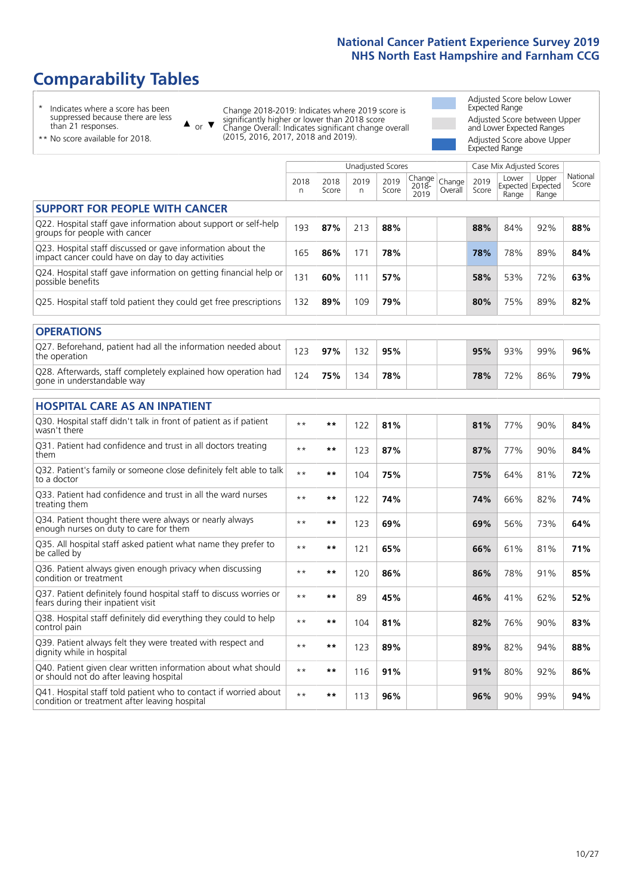# Comparability Tables

\* Indicates where a score has been suppressed because there are less than 21 responses.

\*\* No score available for 2018.

▲ or ▼ Change 2018-2019: Indicates where 2019 score is significantly higher or lower than 2018 score
Change Overall: Indicates significant change overall (2015, 2016, 2017, 2018 and 2019).

Adjusted Score below Lower Expected Range

Adjusted Score between Upper and Lower Expected Ranges

Adjusted Score above Upper Expected Range

| | Unadjusted Scores | | | | | | Case Mix Adjusted Scores | | | |
|---|---|---|---|---|---|---|---|---|---|---|
| | 2018 n | 2018 Score | 2019 n | 2019 Score | Change 2018-2019 | Change Overall | 2019 Score | Lower Expected Range | Upper Expected Range | National Score |
| **SUPPORT FOR PEOPLE WITH CANCER** | | | | | | | | | | |
| Q22. Hospital staff gave information about support or self-help groups for people with cancer | 193 | **87%** | 213 | **88%** | | | **88%** | 84% | 92% | **88%** |
| Q23. Hospital staff discussed or gave information about the impact cancer could have on day to day activities | 165 | **86%** | 171 | **78%** | | | **78%** | 78% | 89% | **84%** |
| Q24. Hospital staff gave information on getting financial help or possible benefits | 131 | **60%** | 111 | **57%** | | | **58%** | 53% | 72% | **63%** |
| Q25. Hospital staff told patient they could get free prescriptions | 132 | **89%** | 109 | **79%** | | | **80%** | 75% | 89% | **82%** |
| **OPERATIONS** | | | | | | | | | | |
| Q27. Beforehand, patient had all the information needed about the operation | 123 | **97%** | 132 | **95%** | | | **95%** | 93% | 99% | **96%** |
| Q28. Afterwards, staff completely explained how operation had gone in understandable way | 124 | **75%** | 134 | **78%** | | | **78%** | 72% | 86% | **79%** |
| **HOSPITAL CARE AS AN INPATIENT** | | | | | | | | | | |
| Q30. Hospital staff didn't talk in front of patient as if patient wasn't there | ** | ** | 122 | **81%** | | | **81%** | 77% | 90% | **84%** |
| Q31. Patient had confidence and trust in all doctors treating them | ** | ** | 123 | **87%** | | | **87%** | 77% | 90% | **84%** |
| Q32. Patient's family or someone close definitely felt able to talk to a doctor | ** | ** | 104 | **75%** | | | **75%** | 64% | 81% | **72%** |
| Q33. Patient had confidence and trust in all the ward nurses treating them | ** | ** | 122 | **74%** | | | **74%** | 66% | 82% | **74%** |
| Q34. Patient thought there were always or nearly always enough nurses on duty to care for them | ** | ** | 123 | **69%** | | | **69%** | 56% | 73% | **64%** |
| Q35. All hospital staff asked patient what name they prefer to be called by | ** | ** | 121 | **65%** | | | **66%** | 61% | 81% | **71%** |
| Q36. Patient always given enough privacy when discussing condition or treatment | ** | ** | 120 | **86%** | | | **86%** | 78% | 91% | **85%** |
| Q37. Patient definitely found hospital staff to discuss worries or fears during their inpatient visit | ** | ** | 89 | **45%** | | | **46%** | 41% | 62% | **52%** |
| Q38. Hospital staff definitely did everything they could to help control pain | ** | ** | 104 | **81%** | | | **82%** | 76% | 90% | **83%** |
| Q39. Patient always felt they were treated with respect and dignity while in hospital | ** | ** | 123 | **89%** | | | **89%** | 82% | 94% | **88%** |
| Q40. Patient given clear written information about what should or should not do after leaving hospital | ** | ** | 116 | **91%** | | | **91%** | 80% | 92% | **86%** |
| Q41. Hospital staff told patient who to contact if worried about condition or treatment after leaving hospital | ** | ** | 113 | **96%** | | | **96%** | 90% | 99% | **94%** |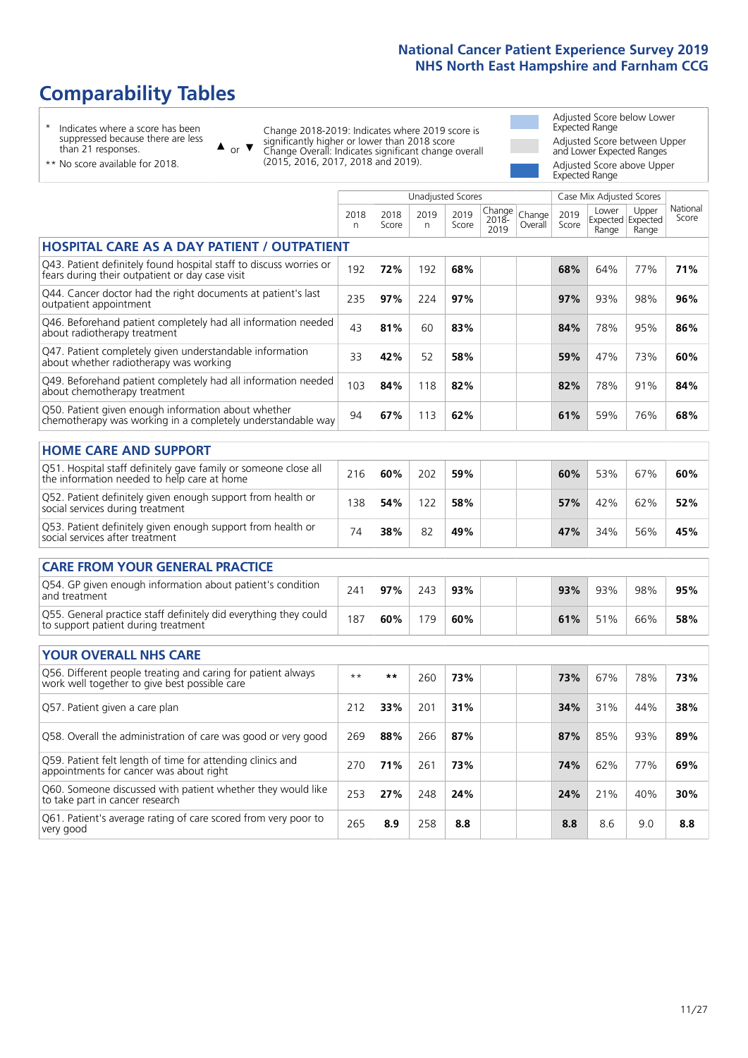# Comparability Tables

\* Indicates where a score has been suppressed because there are less than 21 responses.

\*\* No score available for 2018.

▲ or ▼ Change 2018-2019: Indicates where 2019 score is significantly higher or lower than 2018 score
Change Overall: Indicates significant change overall (2015, 2016, 2017, 2018 and 2019).

Adjusted Score below Lower Expected Range

Adjusted Score between Upper and Lower Expected Ranges

Adjusted Score above Upper Expected Range

| | Unadjusted Scores | | | | | | Case Mix Adjusted Scores | | | |
|---|---|---|---|---|---|---|---|---|---|---|
| | 2018 n | 2018 Score | 2019 n | 2019 Score | Change 2018-2019 | Change Overall | 2019 Score | Lower Expected Range | Upper Expected Range | National Score |
| **HOSPITAL CARE AS A DAY PATIENT / OUTPATIENT** | | | | | | | | | | |
| Q43. Patient definitely found hospital staff to discuss worries or fears during their outpatient or day case visit | 192 | **72%** | 192 | **68%** | | | **68%** | 64% | 77% | **71%** |
| Q44. Cancer doctor had the right documents at patient's last outpatient appointment | 235 | **97%** | 224 | **97%** | | | **97%** | 93% | 98% | **96%** |
| Q46. Beforehand patient completely had all information needed about radiotherapy treatment | 43 | **81%** | 60 | **83%** | | | **84%** | 78% | 95% | **86%** |
| Q47. Patient completely given understandable information about whether radiotherapy was working | 33 | **42%** | 52 | **58%** | | | **59%** | 47% | 73% | **60%** |
| Q49. Beforehand patient completely had all information needed about chemotherapy treatment | 103 | **84%** | 118 | **82%** | | | **82%** | 78% | 91% | **84%** |
| Q50. Patient given enough information about whether chemotherapy was working in a completely understandable way | 94 | **67%** | 113 | **62%** | | | **61%** | 59% | 76% | **68%** |
| **HOME CARE AND SUPPORT** | | | | | | | | | | |
| Q51. Hospital staff definitely gave family or someone close all the information needed to help care at home | 216 | **60%** | 202 | **59%** | | | **60%** | 53% | 67% | **60%** |
| Q52. Patient definitely given enough support from health or social services during treatment | 138 | **54%** | 122 | **58%** | | | **57%** | 42% | 62% | **52%** |
| Q53. Patient definitely given enough support from health or social services after treatment | 74 | **38%** | 82 | **49%** | | | **47%** | 34% | 56% | **45%** |
| **CARE FROM YOUR GENERAL PRACTICE** | | | | | | | | | | |
| Q54. GP given enough information about patient's condition and treatment | 241 | **97%** | 243 | **93%** | | | **93%** | 93% | 98% | **95%** |
| Q55. General practice staff definitely did everything they could to support patient during treatment | 187 | **60%** | 179 | **60%** | | | **61%** | 51% | 66% | **58%** |
| **YOUR OVERALL NHS CARE** | | | | | | | | | | |
| Q56. Different people treating and caring for patient always work well together to give best possible care | ** | ** | 260 | **73%** | | | **73%** | 67% | 78% | **73%** |
| Q57. Patient given a care plan | 212 | **33%** | 201 | **31%** | | | **34%** | 31% | 44% | **38%** |
| Q58. Overall the administration of care was good or very good | 269 | **88%** | 266 | **87%** | | | **87%** | 85% | 93% | **89%** |
| Q59. Patient felt length of time for attending clinics and appointments for cancer was about right | 270 | **71%** | 261 | **73%** | | | **74%** | 62% | 77% | **69%** |
| Q60. Someone discussed with patient whether they would like to take part in cancer research | 253 | **27%** | 248 | **24%** | | | **24%** | 21% | 40% | **30%** |
| Q61. Patient's average rating of care scored from very poor to very good | 265 | **8.9** | 258 | **8.8** | | | **8.8** | 8.6 | 9.0 | **8.8** |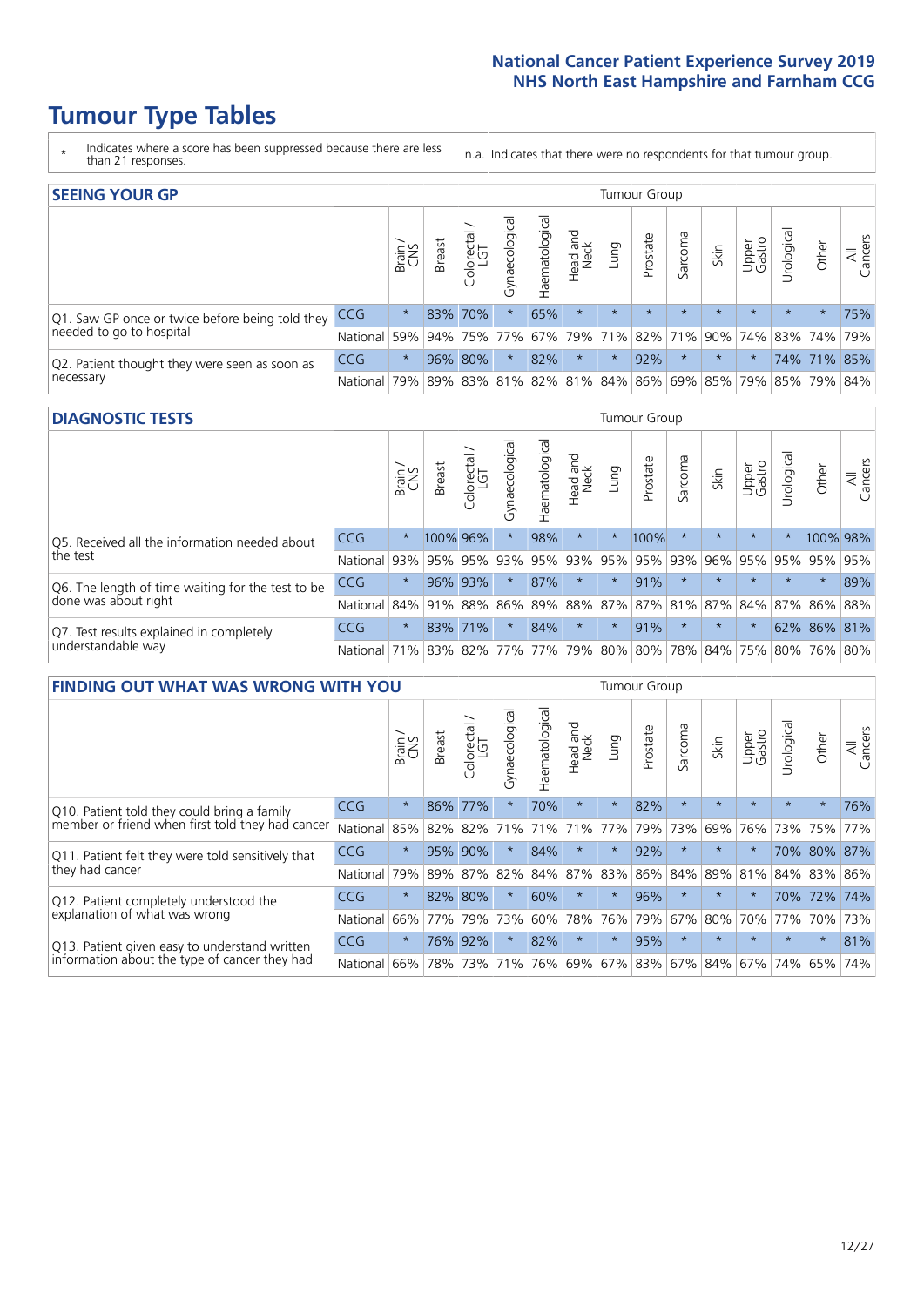# Tumour Type Tables

- \* Indicates where a score has been suppressed because there are less than 21 responses.
- n.a. Indicates that there were no respondents for that tumour group.

## SEEING YOUR GP

| | | Brain / CNS | Breast | Colorectal / LGT | Gynaecological | Haematological | Head and Neck | Lung | Prostate | Sarcoma | Skin | Upper Gastro | Urological | Other | All Cancers |
|---|---|---|---|---|---|---|---|---|---|---|---|---|---|---|---|
| Q1. Saw GP once or twice before being told they needed to go to hospital | CCG | * | 83% | 70% | * | 65% | * | * | * | * | * | * | * | * | 75% |
| | National | 59% | 94% | 75% | 77% | 67% | 79% | 71% | 82% | 71% | 90% | 74% | 83% | 74% | 79% |
| Q2. Patient thought they were seen as soon as necessary | CCG | * | 96% | 80% | * | 82% | * | * | 92% | * | * | * | 74% | 71% | 85% |
| | National | 79% | 89% | 83% | 81% | 82% | 81% | 84% | 86% | 69% | 85% | 79% | 85% | 79% | 84% |

## DIAGNOSTIC TESTS

| | | Brain / CNS | Breast | Colorectal / LGT | Gynaecological | Haematological | Head and Neck | Lung | Prostate | Sarcoma | Skin | Upper Gastro | Urological | Other | All Cancers |
|---|---|---|---|---|---|---|---|---|---|---|---|---|---|---|---|
| Q5. Received all the information needed about the test | CCG | * | 100% | 96% | * | 98% | * | * | 100% | * | * | * | * | 100% | 98% |
| | National | 93% | 95% | 95% | 93% | 95% | 93% | 95% | 95% | 93% | 96% | 95% | 95% | 95% | 95% |
| Q6. The length of time waiting for the test to be done was about right | CCG | * | 96% | 93% | * | 87% | * | * | 91% | * | * | * | * | * | 89% |
| | National | 84% | 91% | 88% | 86% | 89% | 88% | 87% | 87% | 81% | 87% | 84% | 87% | 86% | 88% |
| Q7. Test results explained in completely understandable way | CCG | * | 83% | 71% | * | 84% | * | * | 91% | * | * | * | 62% | 86% | 81% |
| | National | 71% | 83% | 82% | 77% | 77% | 79% | 80% | 80% | 78% | 84% | 75% | 80% | 76% | 80% |

## FINDING OUT WHAT WAS WRONG WITH YOU

| | | Brain / CNS | Breast | Colorectal / LGT | Gynaecological | Haematological | Head and Neck | Lung | Prostate | Sarcoma | Skin | Upper Gastro | Urological | Other | All Cancers |
|---|---|---|---|---|---|---|---|---|---|---|---|---|---|---|---|
| Q10. Patient told they could bring a family member or friend when first told they had cancer | CCG | * | 86% | 77% | * | 70% | * | * | 82% | * | * | * | * | * | 76% |
| | National | 85% | 82% | 82% | 71% | 71% | 71% | 77% | 79% | 73% | 69% | 76% | 73% | 75% | 77% |
| Q11. Patient felt they were told sensitively that they had cancer | CCG | * | 95% | 90% | * | 84% | * | * | 92% | * | * | * | 70% | 80% | 87% |
| | National | 79% | 89% | 87% | 82% | 84% | 87% | 83% | 86% | 84% | 89% | 81% | 84% | 83% | 86% |
| Q12. Patient completely understood the explanation of what was wrong | CCG | * | 82% | 80% | * | 60% | * | * | 96% | * | * | * | 70% | 72% | 74% |
| | National | 66% | 77% | 79% | 73% | 60% | 78% | 76% | 79% | 67% | 80% | 70% | 77% | 70% | 73% |
| Q13. Patient given easy to understand written information about the type of cancer they had | CCG | * | 76% | 92% | * | 82% | * | * | 95% | * | * | * | * | * | 81% |
| | National | 66% | 78% | 73% | 71% | 76% | 69% | 67% | 83% | 67% | 84% | 67% | 74% | 65% | 74% |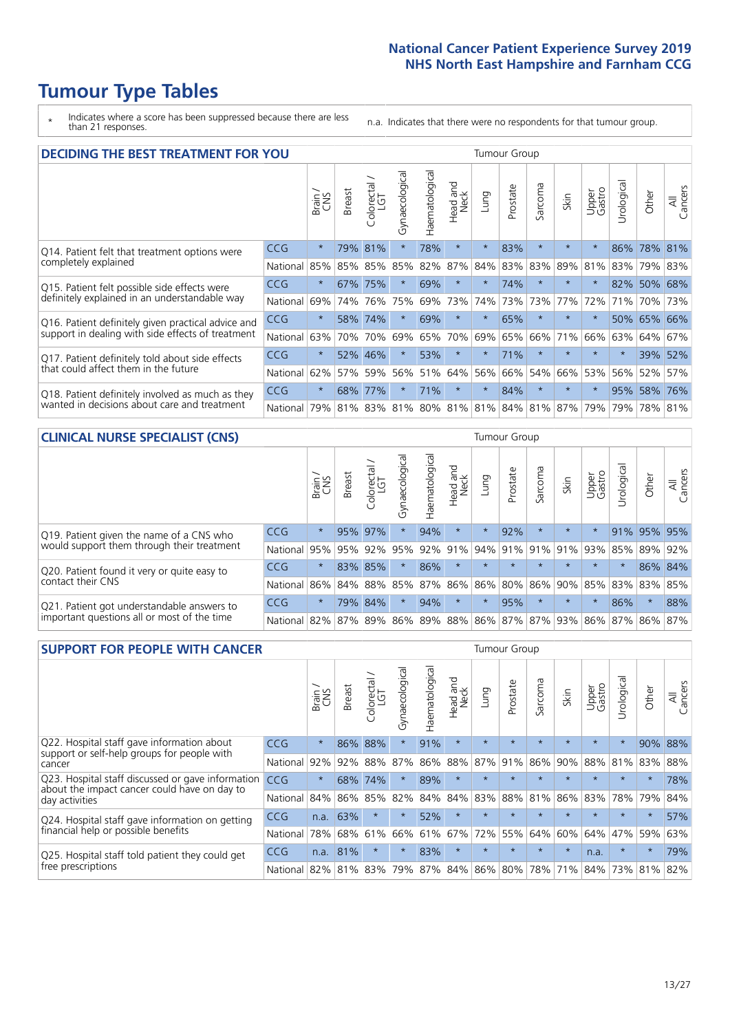# Tumour Type Tables

\* Indicates where a score has been suppressed because there are less than 21 responses.

n.a. Indicates that there were no respondents for that tumour group.

## DECIDING THE BEST TREATMENT FOR YOU

| | | Brain / CNS | Breast | Colorectal / LGT | Gynaecological | Haematological | Head and Neck | Lung | Prostate | Sarcoma | Skin | Upper Gastro | Urological | Other | All Cancers |
|---|---|---|---|---|---|---|---|---|---|---|---|---|---|---|---|
| Q14. Patient felt that treatment options were completely explained | CCG | * | 79% | 81% | * | 78% | * | * | 83% | * | * | * | 86% | 78% | 81% |
| | National | 85% | 85% | 85% | 85% | 82% | 87% | 84% | 83% | 83% | 89% | 81% | 83% | 79% | 83% |
| Q15. Patient felt possible side effects were definitely explained in an understandable way | CCG | * | 67% | 75% | * | 69% | * | * | 74% | * | * | * | 82% | 50% | 68% |
| | National | 69% | 74% | 76% | 75% | 69% | 73% | 74% | 73% | 73% | 77% | 72% | 71% | 70% | 73% |
| Q16. Patient definitely given practical advice and support in dealing with side effects of treatment | CCG | * | 58% | 74% | * | 69% | * | * | 65% | * | * | * | 50% | 65% | 66% |
| | National | 63% | 70% | 70% | 69% | 65% | 70% | 69% | 65% | 66% | 71% | 66% | 63% | 64% | 67% |
| Q17. Patient definitely told about side effects that could affect them in the future | CCG | * | 52% | 46% | * | 53% | * | * | 71% | * | * | * | * | 39% | 52% |
| | National | 62% | 57% | 59% | 56% | 51% | 64% | 56% | 66% | 54% | 66% | 53% | 56% | 52% | 57% |
| Q18. Patient definitely involved as much as they wanted in decisions about care and treatment | CCG | * | 68% | 77% | * | 71% | * | * | 84% | * | * | * | 95% | 58% | 76% |
| | National | 79% | 81% | 83% | 81% | 80% | 81% | 81% | 84% | 81% | 87% | 79% | 79% | 78% | 81% |

## CLINICAL NURSE SPECIALIST (CNS)

| | | Brain / CNS | Breast | Colorectal / LGT | Gynaecological | Haematological | Head and Neck | Lung | Prostate | Sarcoma | Skin | Upper Gastro | Urological | Other | All Cancers |
|---|---|---|---|---|---|---|---|---|---|---|---|---|---|---|---|
| Q19. Patient given the name of a CNS who would support them through their treatment | CCG | * | 95% | 97% | * | 94% | * | * | 92% | * | * | * | 91% | 95% | 95% |
| | National | 95% | 95% | 92% | 95% | 92% | 91% | 94% | 91% | 91% | 91% | 93% | 85% | 89% | 92% |
| Q20. Patient found it very or quite easy to contact their CNS | CCG | * | 83% | 85% | * | 86% | * | * | * | * | * | * | * | 86% | 84% |
| | National | 86% | 84% | 88% | 85% | 87% | 86% | 86% | 80% | 86% | 90% | 85% | 83% | 83% | 85% |
| Q21. Patient got understandable answers to important questions all or most of the time | CCG | * | 79% | 84% | * | 94% | * | * | 95% | * | * | * | 86% | * | 88% |
| | National | 82% | 87% | 89% | 86% | 89% | 88% | 86% | 87% | 87% | 93% | 86% | 87% | 86% | 87% |

## SUPPORT FOR PEOPLE WITH CANCER

| | | Brain / CNS | Breast | Colorectal / LGT | Gynaecological | Haematological | Head and Neck | Lung | Prostate | Sarcoma | Skin | Upper Gastro | Urological | Other | All Cancers |
|---|---|---|---|---|---|---|---|---|---|---|---|---|---|---|---|
| Q22. Hospital staff gave information about support or self-help groups for people with cancer | CCG | * | 86% | 88% | * | 91% | * | * | * | * | * | * | * | 90% | 88% |
| | National | 92% | 92% | 88% | 87% | 86% | 88% | 87% | 91% | 86% | 90% | 88% | 81% | 83% | 88% |
| Q23. Hospital staff discussed or gave information about the impact cancer could have on day to day activities | CCG | * | 68% | 74% | * | 89% | * | * | * | * | * | * | * | * | 78% |
| | National | 84% | 86% | 85% | 82% | 84% | 84% | 83% | 88% | 81% | 86% | 83% | 78% | 79% | 84% |
| Q24. Hospital staff gave information on getting financial help or possible benefits | CCG | n.a. | 63% | * | * | 52% | * | * | * | * | * | * | * | * | 57% |
| | National | 78% | 68% | 61% | 66% | 61% | 67% | 72% | 55% | 64% | 60% | 64% | 47% | 59% | 63% |
| Q25. Hospital staff told patient they could get free prescriptions | CCG | n.a. | 81% | * | * | 83% | * | * | * | * | * | n.a. | * | * | 79% |
| | National | 82% | 81% | 83% | 79% | 87% | 84% | 86% | 80% | 78% | 71% | 84% | 73% | 81% | 82% |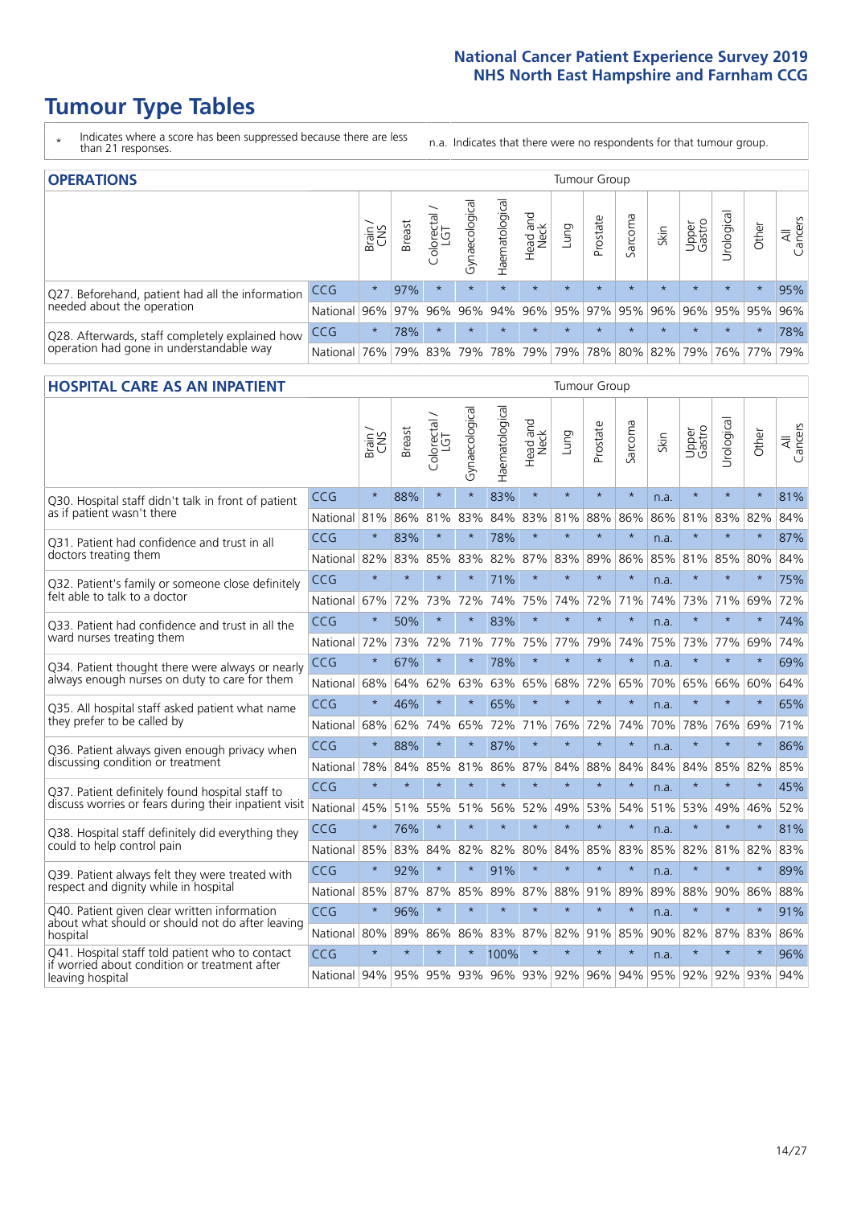# Tumour Type Tables

\* Indicates where a score has been suppressed because there are less than 21 responses.

n.a. Indicates that there were no respondents for that tumour group.

## OPERATIONS

| | | Brain / CNS | Breast | Colorectal / LGT | Gynaecological | Haematological | Head and Neck | Lung | Prostate | Sarcoma | Skin | Upper Gastro | Urological | Other | All Cancers |
|---|---|---|---|---|---|---|---|---|---|---|---|---|---|---|---|
| Q27. Beforehand, patient had all the information needed about the operation | CCG | * | 97% | * | * | * | * | * | * | * | * | * | * | * | 95% |
| | National | 96% | 97% | 96% | 96% | 94% | 96% | 95% | 97% | 95% | 96% | 96% | 95% | 95% | 96% |
| Q28. Afterwards, staff completely explained how operation had gone in understandable way | CCG | * | 78% | * | * | * | * | * | * | * | * | * | * | * | 78% |
| | National | 76% | 79% | 83% | 79% | 78% | 79% | 79% | 78% | 80% | 82% | 79% | 76% | 77% | 79% |

## HOSPITAL CARE AS AN INPATIENT

| | | Brain / CNS | Breast | Colorectal / LGT | Gynaecological | Haematological | Head and Neck | Lung | Prostate | Sarcoma | Skin | Upper Gastro | Urological | Other | All Cancers |
|---|---|---|---|---|---|---|---|---|---|---|---|---|---|---|---|
| Q30. Hospital staff didn't talk in front of patient as if patient wasn't there | CCG | * | 88% | * | * | 83% | * | * | * | * | n.a. | * | * | * | 81% |
| | National | 81% | 86% | 81% | 83% | 84% | 83% | 81% | 88% | 86% | 86% | 81% | 83% | 82% | 84% |
| Q31. Patient had confidence and trust in all doctors treating them | CCG | * | 83% | * | * | 78% | * | * | * | * | n.a. | * | * | * | 87% |
| | National | 82% | 83% | 85% | 83% | 82% | 87% | 83% | 89% | 86% | 85% | 81% | 85% | 80% | 84% |
| Q32. Patient's family or someone close definitely felt able to talk to a doctor | CCG | * | * | * | * | 71% | * | * | * | * | n.a. | * | * | * | 75% |
| | National | 67% | 72% | 73% | 72% | 74% | 75% | 74% | 72% | 71% | 74% | 73% | 71% | 69% | 72% |
| Q33. Patient had confidence and trust in all the ward nurses treating them | CCG | * | 50% | * | * | 83% | * | * | * | * | n.a. | * | * | * | 74% |
| | National | 72% | 73% | 72% | 71% | 77% | 75% | 77% | 79% | 74% | 75% | 73% | 77% | 69% | 74% |
| Q34. Patient thought there were always or nearly always enough nurses on duty to care for them | CCG | * | 67% | * | * | 78% | * | * | * | * | n.a. | * | * | * | 69% |
| | National | 68% | 64% | 62% | 63% | 63% | 65% | 68% | 72% | 65% | 70% | 65% | 66% | 60% | 64% |
| Q35. All hospital staff asked patient what name they prefer to be called by | CCG | * | 46% | * | * | 65% | * | * | * | * | n.a. | * | * | * | 65% |
| | National | 68% | 62% | 74% | 65% | 72% | 71% | 76% | 72% | 74% | 70% | 78% | 76% | 69% | 71% |
| Q36. Patient always given enough privacy when discussing condition or treatment | CCG | * | 88% | * | * | 87% | * | * | * | * | n.a. | * | * | * | 86% |
| | National | 78% | 84% | 85% | 81% | 86% | 87% | 84% | 88% | 84% | 84% | 84% | 85% | 82% | 85% |
| Q37. Patient definitely found hospital staff to discuss worries or fears during their inpatient visit | CCG | * | * | * | * | * | * | * | * | * | n.a. | * | * | * | 45% |
| | National | 45% | 51% | 55% | 51% | 56% | 52% | 49% | 53% | 54% | 51% | 53% | 49% | 46% | 52% |
| Q38. Hospital staff definitely did everything they could to help control pain | CCG | * | 76% | * | * | * | * | * | * | * | n.a. | * | * | * | 81% |
| | National | 85% | 83% | 84% | 82% | 82% | 80% | 84% | 85% | 83% | 85% | 82% | 81% | 82% | 83% |
| Q39. Patient always felt they were treated with respect and dignity while in hospital | CCG | * | 92% | * | * | 91% | * | * | * | * | n.a. | * | * | * | 89% |
| | National | 85% | 87% | 87% | 85% | 89% | 87% | 88% | 91% | 89% | 89% | 88% | 90% | 86% | 88% |
| Q40. Patient given clear written information about what should or should not do after leaving hospital | CCG | * | 96% | * | * | * | * | * | * | * | n.a. | * | * | * | 91% |
| | National | 80% | 89% | 86% | 86% | 83% | 87% | 82% | 91% | 85% | 90% | 82% | 87% | 83% | 86% |
| Q41. Hospital staff told patient who to contact if worried about condition or treatment after leaving hospital | CCG | * | * | * | * | 100% | * | * | * | * | n.a. | * | * | * | 96% |
| | National | 94% | 95% | 95% | 93% | 96% | 93% | 92% | 96% | 94% | 95% | 92% | 92% | 93% | 94% |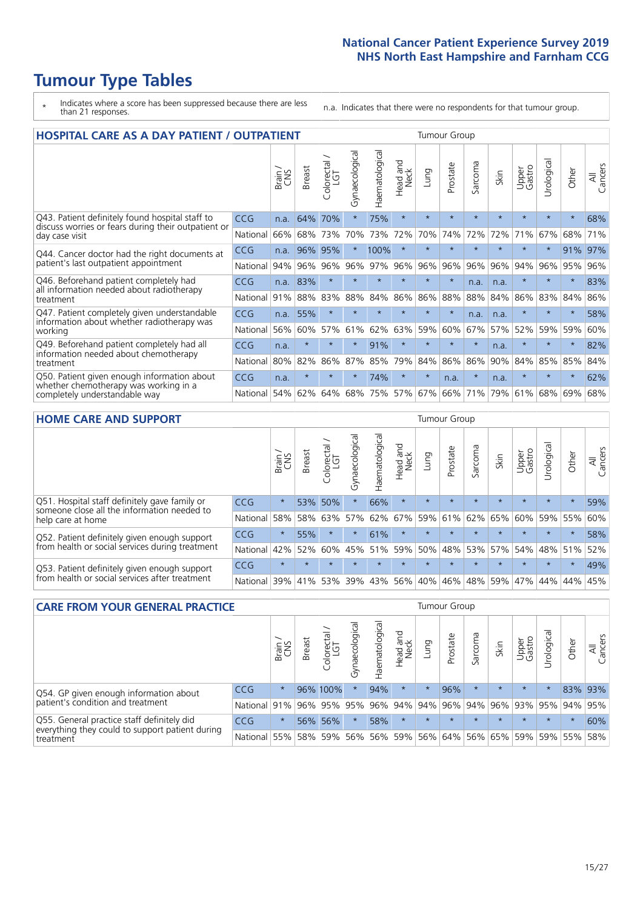# Tumour Type Tables

\* Indicates where a score has been suppressed because there are less than 21 responses.

n.a. Indicates that there were no respondents for that tumour group.

## HOSPITAL CARE AS A DAY PATIENT / OUTPATIENT

| | | Brain / CNS | Breast | Colorectal / LGT | Gynaecological | Haematological | Head and Neck | Lung | Prostate | Sarcoma | Skin | Upper Gastro | Urological | Other | All Cancers |
|---|---|---|---|---|---|---|---|---|---|---|---|---|---|---|---|
| Q43. Patient definitely found hospital staff to discuss worries or fears during their outpatient or day case visit | CCG | n.a. | 64% | 70% | * | 75% | * | * | * | * | * | * | * | * | 68% |
| | National | 66% | 68% | 73% | 70% | 73% | 72% | 70% | 74% | 72% | 72% | 71% | 67% | 68% | 71% |
| Q44. Cancer doctor had the right documents at patient's last outpatient appointment | CCG | n.a. | 96% | 95% | * | 100% | * | * | * | * | * | * | * | 91% | 97% |
| | National | 94% | 96% | 96% | 96% | 97% | 96% | 96% | 96% | 96% | 96% | 94% | 96% | 95% | 96% |
| Q46. Beforehand patient completely had all information needed about radiotherapy treatment | CCG | n.a. | 83% | * | * | * | * | * | * | n.a. | n.a. | * | * | * | 83% |
| | National | 91% | 88% | 83% | 88% | 84% | 86% | 86% | 88% | 88% | 84% | 86% | 83% | 84% | 86% |
| Q47. Patient completely given understandable information about whether radiotherapy was working | CCG | n.a. | 55% | * | * | * | * | * | * | n.a. | n.a. | * | * | * | 58% |
| | National | 56% | 60% | 57% | 61% | 62% | 63% | 59% | 60% | 67% | 57% | 52% | 59% | 59% | 60% |
| Q49. Beforehand patient completely had all information needed about chemotherapy treatment | CCG | n.a. | * | * | * | 91% | * | * | * | * | n.a. | * | * | * | 82% |
| | National | 80% | 82% | 86% | 87% | 85% | 79% | 84% | 86% | 86% | 90% | 84% | 85% | 85% | 84% |
| Q50. Patient given enough information about whether chemotherapy was working in a completely understandable way | CCG | n.a. | * | * | * | 74% | * | * | n.a. | * | n.a. | * | * | * | 62% |
| | National | 54% | 62% | 64% | 68% | 75% | 57% | 67% | 66% | 71% | 79% | 61% | 68% | 69% | 68% |

## HOME CARE AND SUPPORT

| | | Brain / CNS | Breast | Colorectal / LGT | Gynaecological | Haematological | Head and Neck | Lung | Prostate | Sarcoma | Skin | Upper Gastro | Urological | Other | All Cancers |
|---|---|---|---|---|---|---|---|---|---|---|---|---|---|---|---|
| Q51. Hospital staff definitely gave family or someone close all the information needed to help care at home | CCG | * | 53% | 50% | * | 66% | * | * | * | * | * | * | * | * | 59% |
| | National | 58% | 58% | 63% | 57% | 62% | 67% | 59% | 61% | 62% | 65% | 60% | 59% | 55% | 60% |
| Q52. Patient definitely given enough support from health or social services during treatment | CCG | * | 55% | * | * | 61% | * | * | * | * | * | * | * | * | 58% |
| | National | 42% | 52% | 60% | 45% | 51% | 59% | 50% | 48% | 53% | 57% | 54% | 48% | 51% | 52% |
| Q53. Patient definitely given enough support from health or social services after treatment | CCG | * | * | * | * | * | * | * | * | * | * | * | * | * | 49% |
| | National | 39% | 41% | 53% | 39% | 43% | 56% | 40% | 46% | 48% | 59% | 47% | 44% | 44% | 45% |

## CARE FROM YOUR GENERAL PRACTICE

| | | Brain / CNS | Breast | Colorectal / LGT | Gynaecological | Haematological | Head and Neck | Lung | Prostate | Sarcoma | Skin | Upper Gastro | Urological | Other | All Cancers |
|---|---|---|---|---|---|---|---|---|---|---|---|---|---|---|---|
| Q54. GP given enough information about patient's condition and treatment | CCG | * | 96% | 100% | * | 94% | * | * | 96% | * | * | * | * | 83% | 93% |
| | National | 91% | 96% | 95% | 95% | 96% | 94% | 94% | 96% | 94% | 96% | 93% | 95% | 94% | 95% |
| Q55. General practice staff definitely did everything they could to support patient during treatment | CCG | * | 56% | 56% | * | 58% | * | * | * | * | * | * | * | * | 60% |
| | National | 55% | 58% | 59% | 56% | 56% | 59% | 56% | 64% | 56% | 65% | 59% | 59% | 55% | 58% |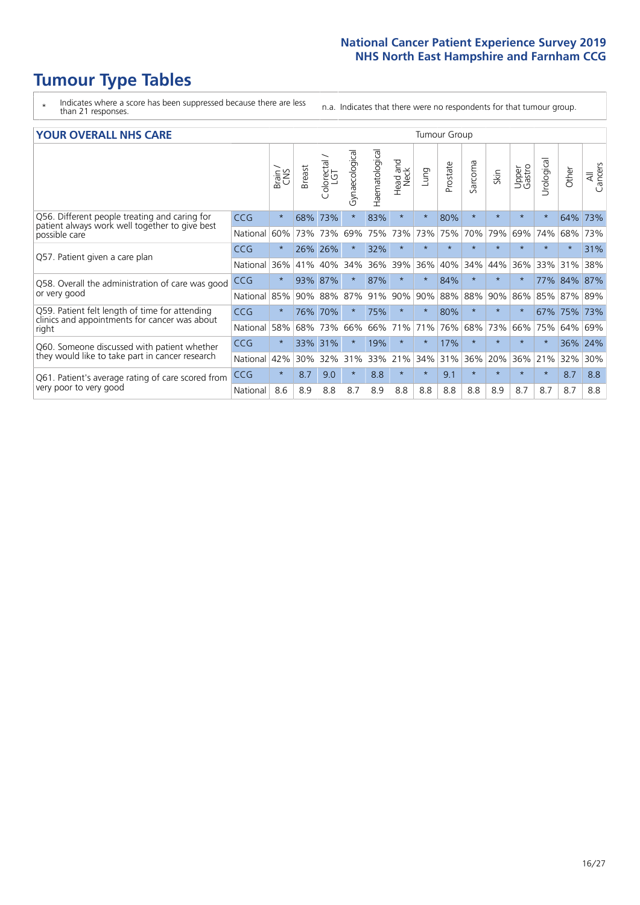# Tumour Type Tables

\* Indicates where a score has been suppressed because there are less than 21 responses.

n.a. Indicates that there were no respondents for that tumour group.

## YOUR OVERALL NHS CARE

| | | Brain / CNS | Breast | Colorectal / LGT | Gynaecological | Haematological | Head and Neck | Lung | Prostate | Sarcoma | Skin | Upper Gastro | Urological | Other | All Cancers |
|---|---|---|---|---|---|---|---|---|---|---|---|---|---|---|---|
| Q56. Different people treating and caring for patient always work well together to give best possible care | CCG | * | 68% | 73% | * | 83% | * | * | 80% | * | * | * | * | 64% | 73% |
| | National | 60% | 73% | 73% | 69% | 75% | 73% | 73% | 75% | 70% | 79% | 69% | 74% | 68% | 73% |
| Q57. Patient given a care plan | CCG | * | 26% | 26% | * | 32% | * | * | * | * | * | * | * | * | 31% |
| | National | 36% | 41% | 40% | 34% | 36% | 39% | 36% | 40% | 34% | 44% | 36% | 33% | 31% | 38% |
| Q58. Overall the administration of care was good or very good | CCG | * | 93% | 87% | * | 87% | * | * | 84% | * | * | * | 77% | 84% | 87% |
| | National | 85% | 90% | 88% | 87% | 91% | 90% | 90% | 88% | 88% | 90% | 86% | 85% | 87% | 89% |
| Q59. Patient felt length of time for attending clinics and appointments for cancer was about right | CCG | * | 76% | 70% | * | 75% | * | * | 80% | * | * | * | 67% | 75% | 73% |
| | National | 58% | 68% | 73% | 66% | 66% | 71% | 71% | 76% | 68% | 73% | 66% | 75% | 64% | 69% |
| Q60. Someone discussed with patient whether they would like to take part in cancer research | CCG | * | 33% | 31% | * | 19% | * | * | 17% | * | * | * | * | 36% | 24% |
| | National | 42% | 30% | 32% | 31% | 33% | 21% | 34% | 31% | 36% | 20% | 36% | 21% | 32% | 30% |
| Q61. Patient's average rating of care scored from very poor to very good | CCG | * | 8.7 | 9.0 | * | 8.8 | * | * | 9.1 | * | * | * | * | 8.7 | 8.8 |
| | National | 8.6 | 8.9 | 8.8 | 8.7 | 8.9 | 8.8 | 8.8 | 8.8 | 8.8 | 8.9 | 8.7 | 8.7 | 8.7 | 8.8 |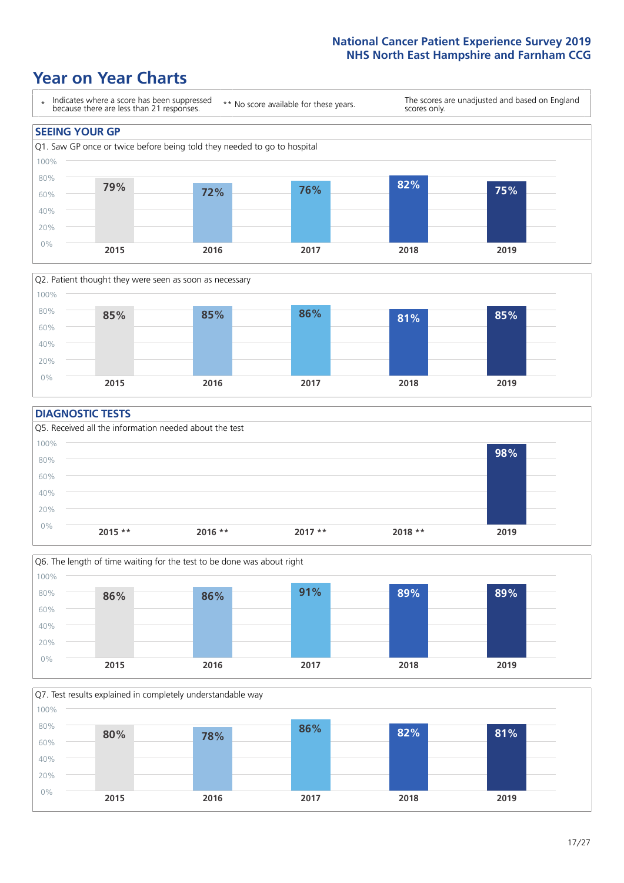National Cancer Patient Experience Survey 2019
NHS North East Hampshire and Farnham CCG

# Year on Year Charts

\* Indicates where a score has been suppressed because there are less than 21 responses.

** No score available for these years.

The scores are unadjusted and based on England scores only.

## SEEING YOUR GP

Q1. Saw GP once or twice before being told they needed to go to hospital

100%
80%
60%
40%
20%
0%

79% 72% 76% 82% 75%

2015 2016 2017 2018 2019

Q2. Patient thought they were seen as soon as necessary

100%
80%
60%
40%
20%
0%

85% 85% 86% 81% 85%

2015 2016 2017 2018 2019

## DIAGNOSTIC TESTS

Q5. Received all the information needed about the test

100%
80%
60%
40%
20%
0%

98%

2015 ** 2016 ** 2017 ** 2018 ** 2019

Q6. The length of time waiting for the test to be done was about right

100%
80%
60%
40%
20%
0%

86% 86% 91% 89% 89%

2015 2016 2017 2018 2019

Q7. Test results explained in completely understandable way

100%
80%
60%
40%
20%
0%

80% 78% 86% 82% 81%

2015 2016 2017 2018 2019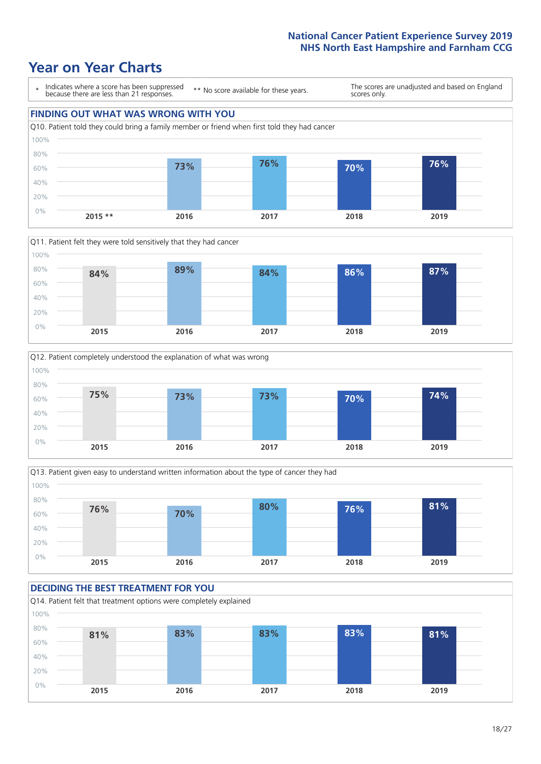# Year on Year Charts

\* Indicates where a score has been suppressed because there are less than 21 responses.

** No score available for these years.

The scores are unadjusted and based on England scores only.

## FINDING OUT WHAT WAS WRONG WITH YOU

Q10. Patient told they could bring a family member or friend when first told they had cancer

100%
80%
60%
40%
20%
0%

73%
76%
70%
76%

2015 **
2016
2017
2018
2019

Q11. Patient felt they were told sensitively that they had cancer

100%
80%
60%
40%
20%
0%

84%
89%
84%
86%
87%

2015
2016
2017
2018
2019

Q12. Patient completely understood the explanation of what was wrong

100%
80%
60%
40%
20%
0%

75%
73%
73%
70%
74%

2015
2016
2017
2018
2019

Q13. Patient given easy to understand written information about the type of cancer they had

100%
80%
60%
40%
20%
0%

76%
70%
80%
76%
81%

2015
2016
2017
2018
2019

## DECIDING THE BEST TREATMENT FOR YOU

Q14. Patient felt that treatment options were completely explained

100%
80%
60%
40%
20%
0%

81%
83%
83%
83%
81%

2015
2016
2017
2018
2019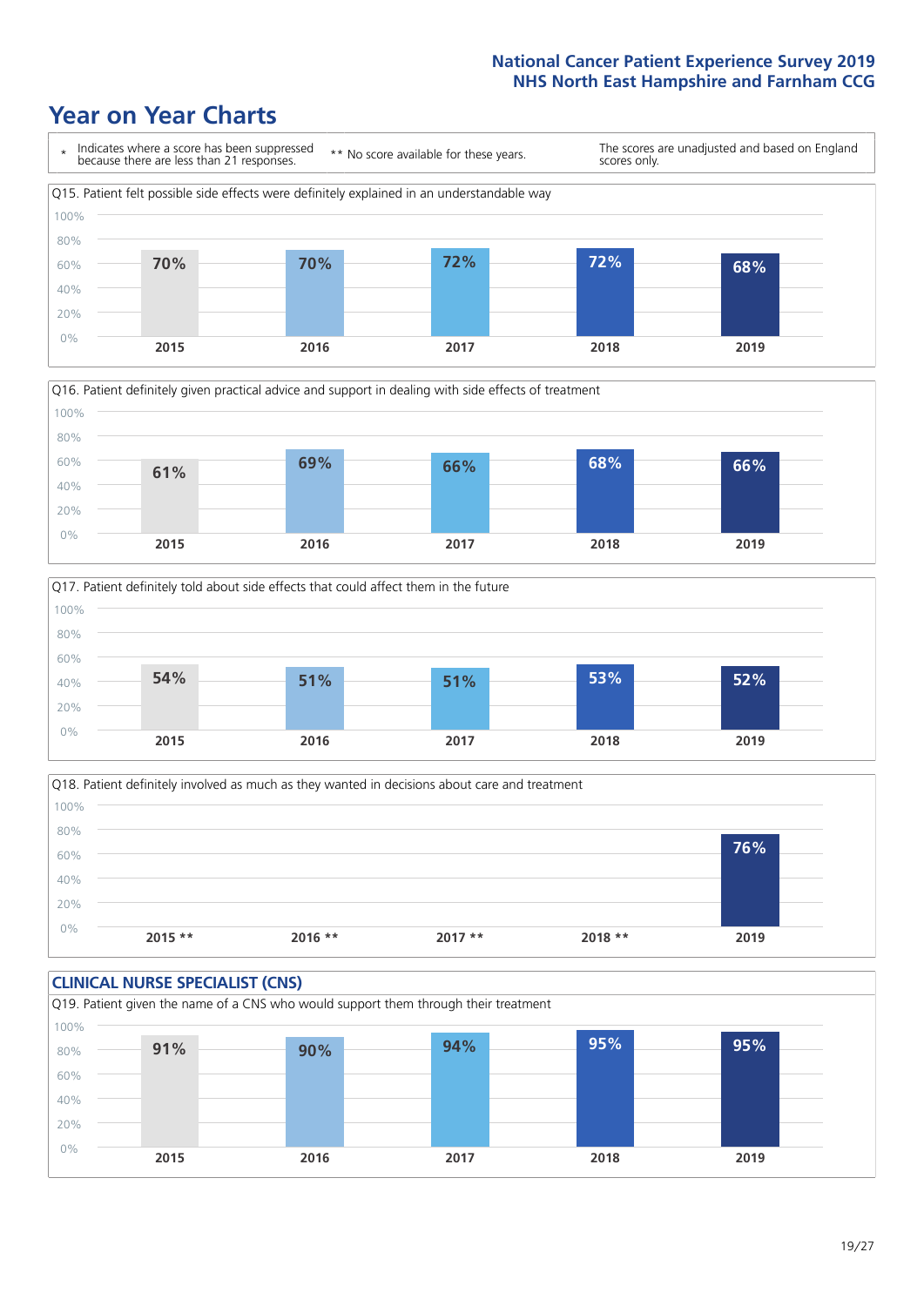# Year on Year Charts

\* Indicates where a score has been suppressed because there are less than 21 responses.

** No score available for these years.

The scores are unadjusted and based on England scores only.

Q15. Patient felt possible side effects were definitely explained in an understandable way

100%
80%
60%
40%
20%
0%

70% 2015
70% 2016
72% 2017
72% 2018
68% 2019

Q16. Patient definitely given practical advice and support in dealing with side effects of treatment

100%
80%
60%
40%
20%
0%

61% 2015
69% 2016
66% 2017
68% 2018
66% 2019

Q17. Patient definitely told about side effects that could affect them in the future

100%
80%
60%
40%
20%
0%

54% 2015
51% 2016
51% 2017
53% 2018
52% 2019

Q18. Patient definitely involved as much as they wanted in decisions about care and treatment

100%
80%
60%
40%
20%
0%

2015 **
2016 **
2017 **
2018 **
76% 2019

## CLINICAL NURSE SPECIALIST (CNS)

Q19. Patient given the name of a CNS who would support them through their treatment

100%
80%
60%
40%
20%
0%

91% 2015
90% 2016
94% 2017
95% 2018
95% 2019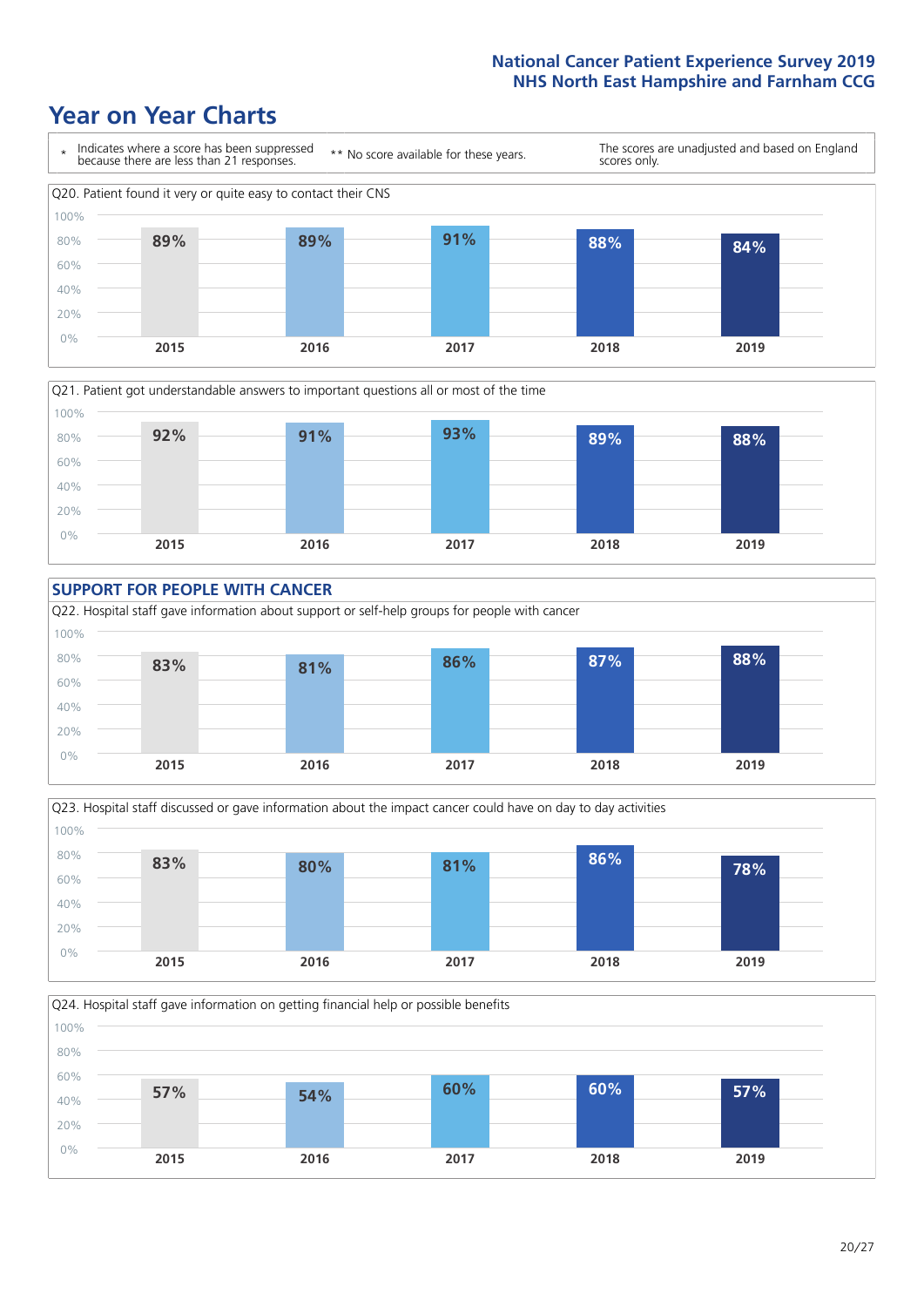# Year on Year Charts

\* Indicates where a score has been suppressed because there are less than 21 responses.

\*\* No score available for these years.

The scores are unadjusted and based on England scores only.

Q20. Patient found it very or quite easy to contact their CNS

100%
80%
60%
40%
20%
0%

89% 89% 91% 88% 84%

2015 2016 2017 2018 2019

Q21. Patient got understandable answers to important questions all or most of the time

100%
80%
60%
40%
20%
0%

92% 91% 93% 89% 88%

2015 2016 2017 2018 2019

## SUPPORT FOR PEOPLE WITH CANCER

Q22. Hospital staff gave information about support or self-help groups for people with cancer

100%
80%
60%
40%
20%
0%

83% 81% 86% 87% 88%

2015 2016 2017 2018 2019

Q23. Hospital staff discussed or gave information about the impact cancer could have on day to day activities

100%
80%
60%
40%
20%
0%

83% 80% 81% 86% 78%

2015 2016 2017 2018 2019

Q24. Hospital staff gave information on getting financial help or possible benefits

100%
80%
60%
40%
20%
0%

57% 54% 60% 60% 57%

2015 2016 2017 2018 2019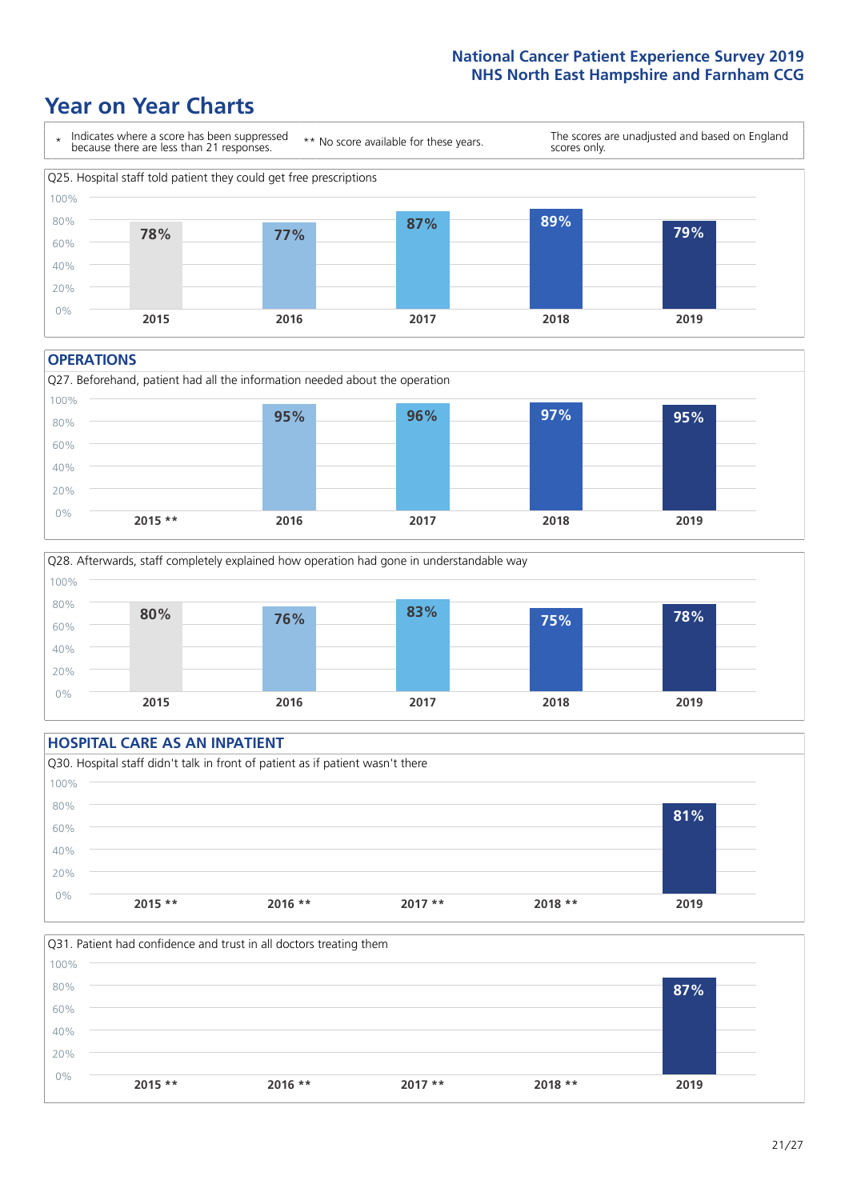# Year on Year Charts

\* Indicates where a score has been suppressed because there are less than 21 responses.

** No score available for these years.

The scores are unadjusted and based on England scores only.

Q25. Hospital staff told patient they could get free prescriptions

100%
80%
60%
40%
20%
0%

78% 2015
77% 2016
87% 2017
89% 2018
79% 2019

## OPERATIONS

Q27. Beforehand, patient had all the information needed about the operation

100%
80%
60%
40%
20%
0%

2015 **
95% 2016
96% 2017
97% 2018
95% 2019

Q28. Afterwards, staff completely explained how operation had gone in understandable way

100%
80%
60%
40%
20%
0%

80% 2015
76% 2016
83% 2017
75% 2018
78% 2019

## HOSPITAL CARE AS AN INPATIENT

Q30. Hospital staff didn't talk in front of patient as if patient wasn't there

100%
80%
60%
40%
20%
0%

2015 **
2016 **
2017 **
2018 **
81% 2019

Q31. Patient had confidence and trust in all doctors treating them

100%
80%
60%
40%
20%
0%

2015 **
2016 **
2017 **
2018 **
87% 2019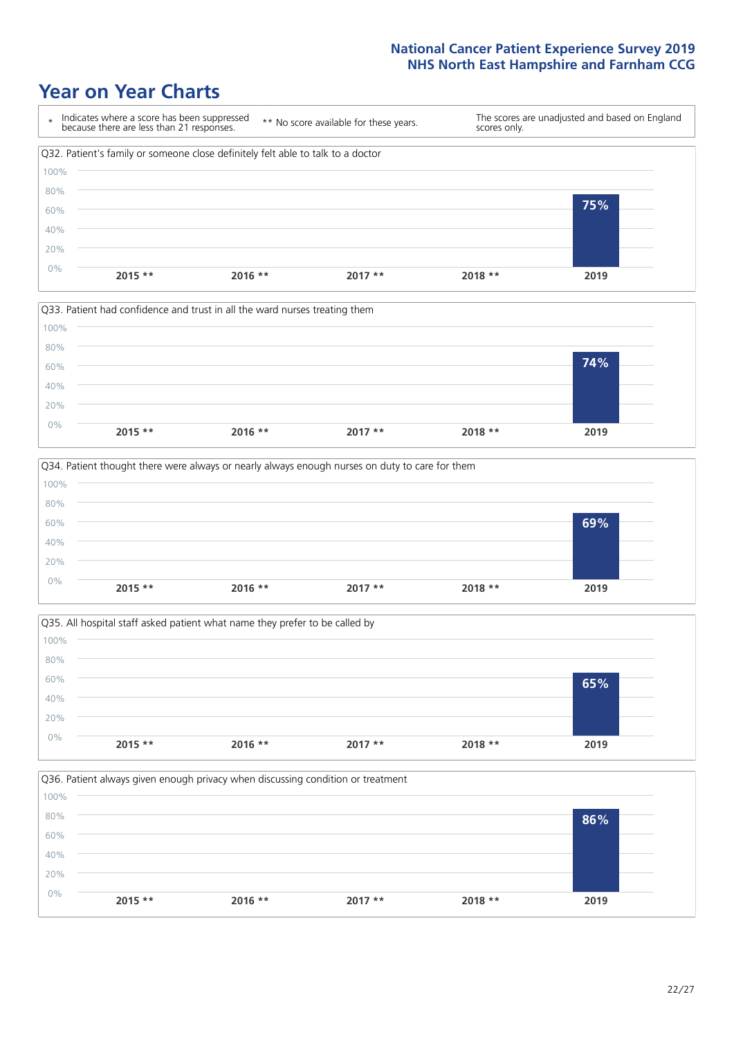# Year on Year Charts

\* Indicates where a score has been suppressed because there are less than 21 responses.

\*\* No score available for these years.

The scores are unadjusted and based on England scores only.

Q32. Patient's family or someone close definitely felt able to talk to a doctor

100%
80%
60%
40%
20%
0%

2015 ** 2016 ** 2017 ** 2018 ** 2019

75%

Q33. Patient had confidence and trust in all the ward nurses treating them

100%
80%
60%
40%
20%
0%

2015 ** 2016 ** 2017 ** 2018 ** 2019

74%

Q34. Patient thought there were always or nearly always enough nurses on duty to care for them

100%
80%
60%
40%
20%
0%

2015 ** 2016 ** 2017 ** 2018 ** 2019

69%

Q35. All hospital staff asked patient what name they prefer to be called by

100%
80%
60%
40%
20%
0%

2015 ** 2016 ** 2017 ** 2018 ** 2019

65%

Q36. Patient always given enough privacy when discussing condition or treatment

100%
80%
60%
40%
20%
0%

2015 ** 2016 ** 2017 ** 2018 ** 2019

86%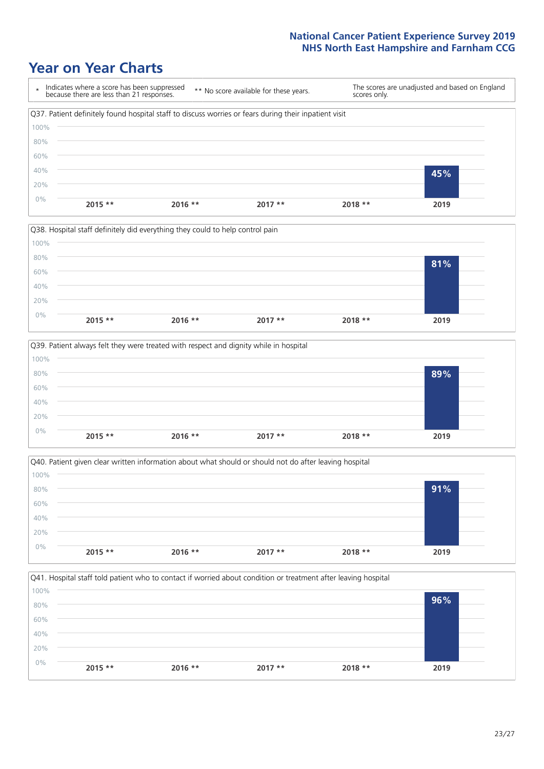National Cancer Patient Experience Survey 2019
NHS North East Hampshire and Farnham CCG

# Year on Year Charts

\* Indicates where a score has been suppressed because there are less than 21 responses.

\*\* No score available for these years.

The scores are unadjusted and based on England scores only.

Q37. Patient definitely found hospital staff to discuss worries or fears during their inpatient visit

100%
80%
60%
40%
20%
0%

45%

2015 ** 2016 ** 2017 ** 2018 ** 2019

Q38. Hospital staff definitely did everything they could to help control pain

100%
80%
60%
40%
20%
0%

81%

2015 ** 2016 ** 2017 ** 2018 ** 2019

Q39. Patient always felt they were treated with respect and dignity while in hospital

100%
80%
60%
40%
20%
0%

89%

2015 ** 2016 ** 2017 ** 2018 ** 2019

Q40. Patient given clear written information about what should or should not do after leaving hospital

100%
80%
60%
40%
20%
0%

91%

2015 ** 2016 ** 2017 ** 2018 ** 2019

Q41. Hospital staff told patient who to contact if worried about condition or treatment after leaving hospital

100%
80%
60%
40%
20%
0%

96%

2015 ** 2016 ** 2017 ** 2018 ** 2019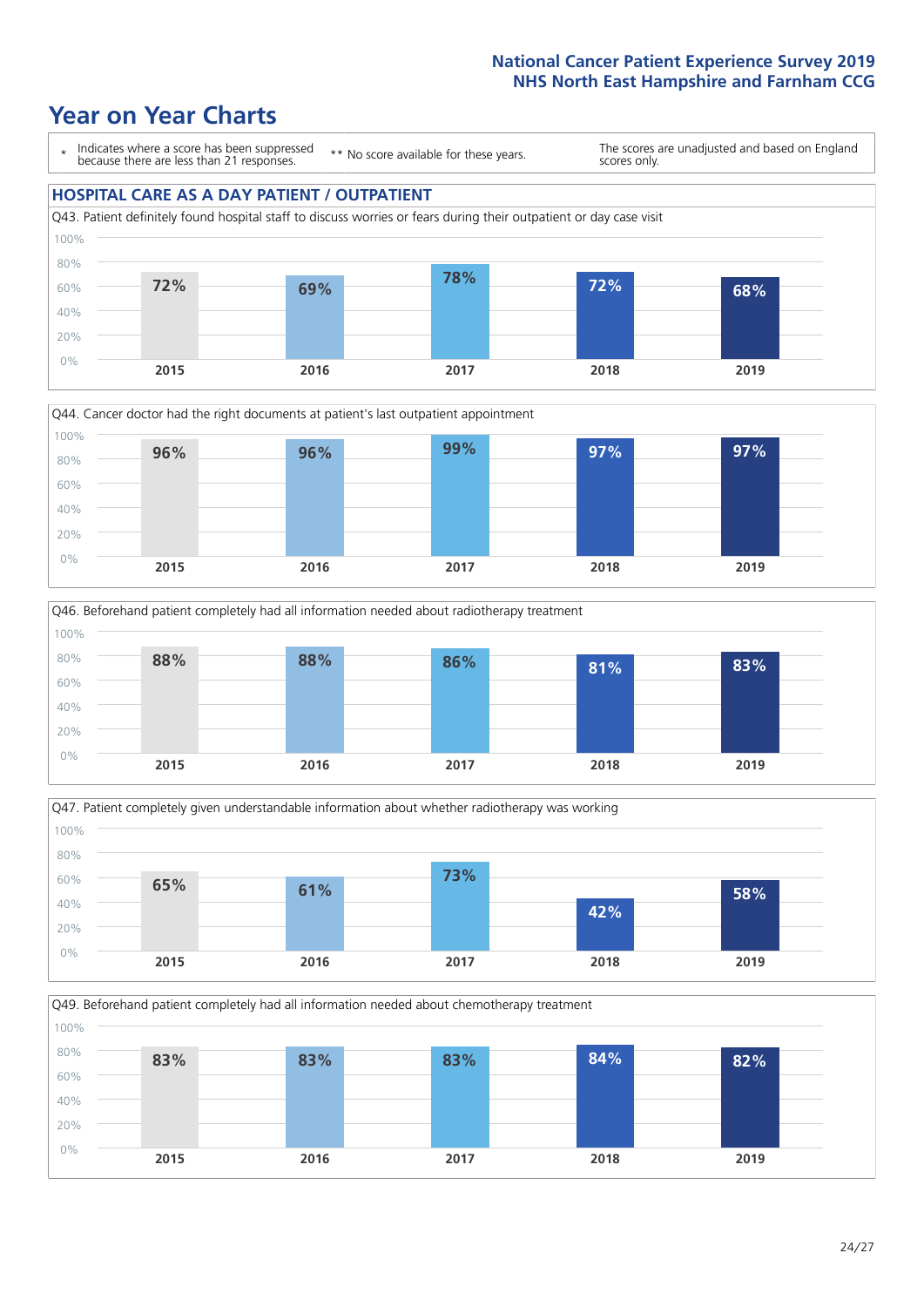National Cancer Patient Experience Survey 2019
NHS North East Hampshire and Farnham CCG

# Year on Year Charts

\* Indicates where a score has been suppressed because there are less than 21 responses.

\*\* No score available for these years.

The scores are unadjusted and based on England scores only.

## HOSPITAL CARE AS A DAY PATIENT / OUTPATIENT

Q43. Patient definitely found hospital staff to discuss worries or fears during their outpatient or day case visit

100%
80%
60%
40%
20%
0%

72% 2015
69% 2016
78% 2017
72% 2018
68% 2019

Q44. Cancer doctor had the right documents at patient's last outpatient appointment

100%
80%
60%
40%
20%
0%

96% 2015
96% 2016
99% 2017
97% 2018
97% 2019

Q46. Beforehand patient completely had all information needed about radiotherapy treatment

100%
80%
60%
40%
20%
0%

88% 2015
88% 2016
86% 2017
81% 2018
83% 2019

Q47. Patient completely given understandable information about whether radiotherapy was working

100%
80%
60%
40%
20%
0%

65% 2015
61% 2016
73% 2017
42% 2018
58% 2019

Q49. Beforehand patient completely had all information needed about chemotherapy treatment

100%
80%
60%
40%
20%
0%

83% 2015
83% 2016
83% 2017
84% 2018
82% 2019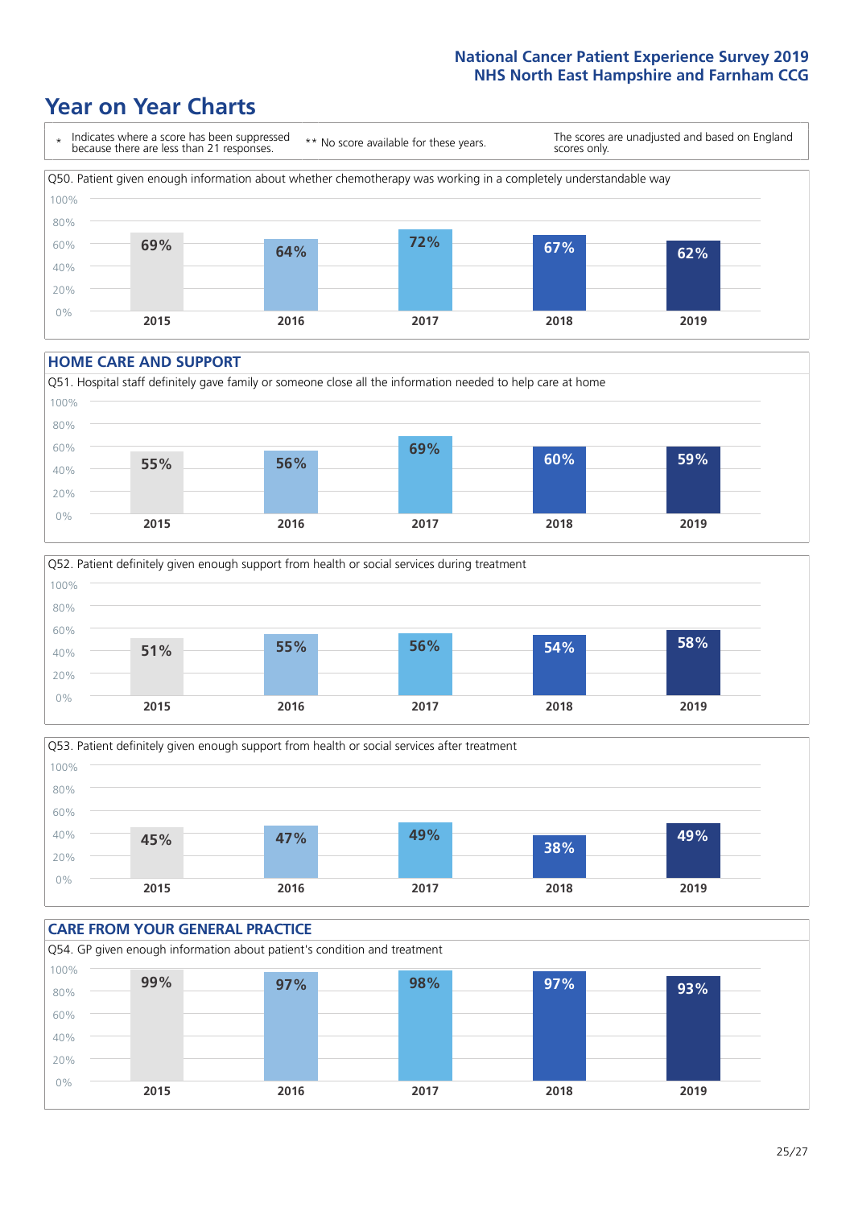National Cancer Patient Experience Survey 2019
NHS North East Hampshire and Farnham CCG

# Year on Year Charts

\* Indicates where a score has been suppressed because there are less than 21 responses.

\*\* No score available for these years.

The scores are unadjusted and based on England scores only.

Q50. Patient given enough information about whether chemotherapy was working in a completely understandable way

100%
80%
60%
40%
20%
0%

69% 2015
64% 2016
72% 2017
67% 2018
62% 2019

## HOME CARE AND SUPPORT

Q51. Hospital staff definitely gave family or someone close all the information needed to help care at home

100%
80%
60%
40%
20%
0%

55% 2015
56% 2016
69% 2017
60% 2018
59% 2019

Q52. Patient definitely given enough support from health or social services during treatment

100%
80%
60%
40%
20%
0%

51% 2015
55% 2016
56% 2017
54% 2018
58% 2019

Q53. Patient definitely given enough support from health or social services after treatment

100%
80%
60%
40%
20%
0%

45% 2015
47% 2016
49% 2017
38% 2018
49% 2019

## CARE FROM YOUR GENERAL PRACTICE

Q54. GP given enough information about patient's condition and treatment

100%
80%
60%
40%
20%
0%

99% 2015
97% 2016
98% 2017
97% 2018
93% 2019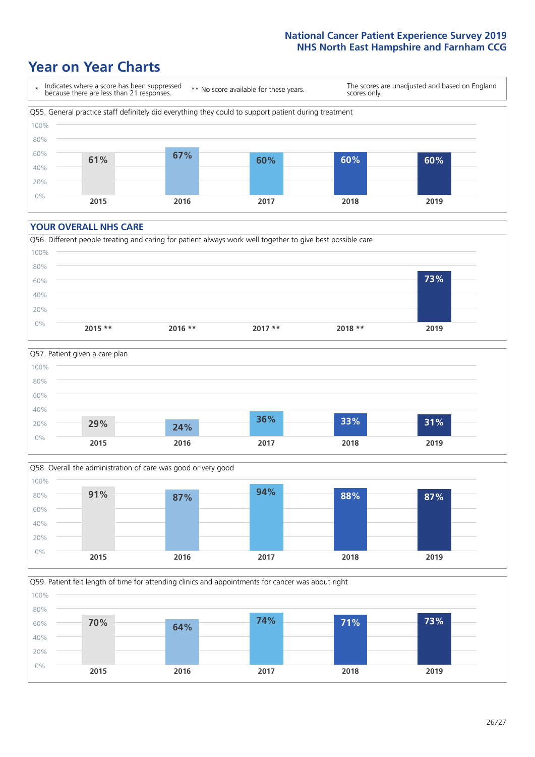# Year on Year Charts

\* Indicates where a score has been suppressed because there are less than 21 responses.

** No score available for these years.

The scores are unadjusted and based on England scores only.

Q55. General practice staff definitely did everything they could to support patient during treatment

100%
80%
60%
40%
20%
0%

61% 67% 60% 60% 60%

2015 2016 2017 2018 2019

## YOUR OVERALL NHS CARE

Q56. Different people treating and caring for patient always work well together to give best possible care

100%
80%
60%
40%
20%
0%

73%

2015 ** 2016 ** 2017 ** 2018 ** 2019

Q57. Patient given a care plan

100%
80%
60%
40%
20%
0%

29% 24% 36% 33% 31%

2015 2016 2017 2018 2019

Q58. Overall the administration of care was good or very good

100%
80%
60%
40%
20%
0%

91% 87% 94% 88% 87%

2015 2016 2017 2018 2019

Q59. Patient felt length of time for attending clinics and appointments for cancer was about right

100%
80%
60%
40%
20%
0%

70% 64% 74% 71% 73%

2015 2016 2017 2018 2019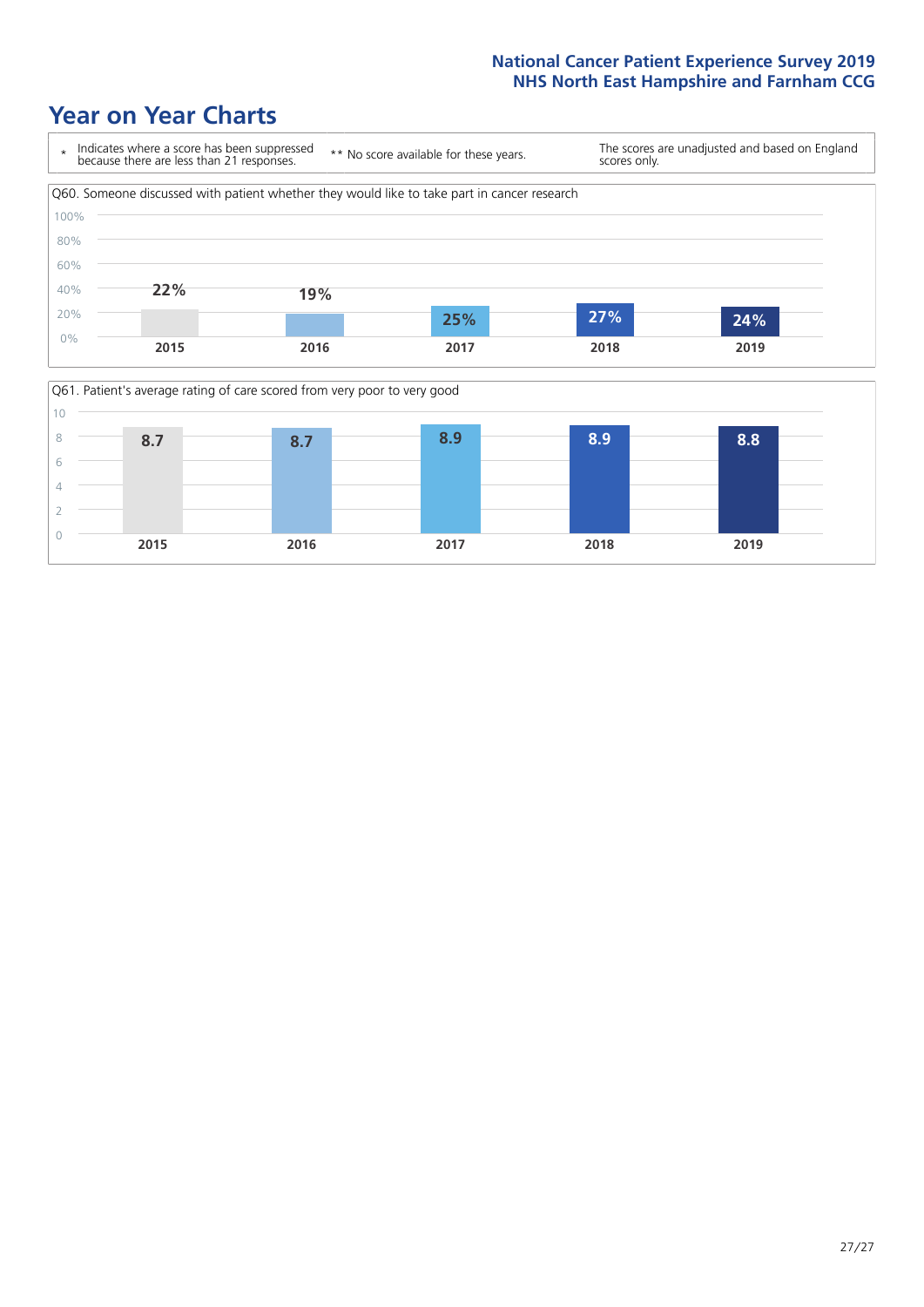# Year on Year Charts

\* Indicates where a score has been suppressed because there are less than 21 responses.

\*\* No score available for these years.

The scores are unadjusted and based on England scores only.

Q60. Someone discussed with patient whether they would like to take part in cancer research

100%
80%
60%
40%
20%
0%

22% 2015
19% 2016
25% 2017
27% 2018
24% 2019

Q61. Patient's average rating of care scored from very poor to very good

10
8
6
4
2
0

8.7 2015
8.7 2016
8.9 2017
8.9 2018
8.8 2019